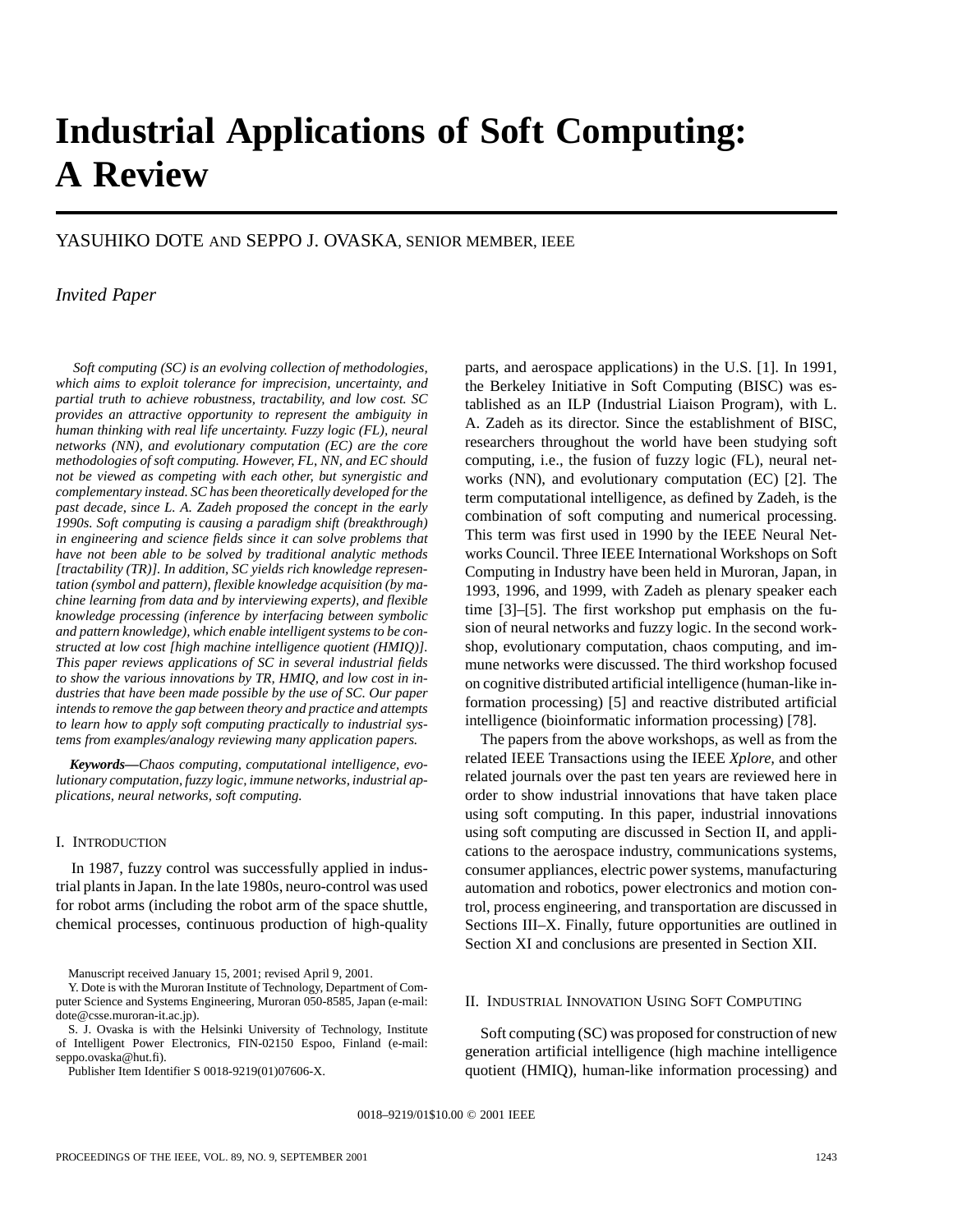# Industrial Applications of Soft Computing: A Review

YASUHIKO DOTE AND SEPPO J. OVASKA, SENIOR MEMBER, IEEE

*Invited Paper*

*Soft computing (SC) is an evolving collection of methodologies, which aims to exploit tolerance for imprecision, uncertainty, and partial truth to achieve robustness, tractability, and low cost. SC provides an attractive opportunity to represent the ambiguity in human thinking with real life uncertainty. Fuzzy logic (FL), neural networks (NN), and evolutionary computation (EC) are the core methodologies of soft computing. However, FL, NN, and EC should not be viewed as competing with each other, but synergistic and complementary instead. SC has been theoretically developed for the past decade, since L. A. Zadeh proposed the concept in the early 1990s. Soft computing is causing a paradigm shift (breakthrough) in engineering and science fields since it can solve problems that have not been able to be solved by traditional analytic methods [tractability (TR)]. In addition, SC yields rich knowledge representation (symbol and pattern), flexible knowledge acquisition (by machine learning from data and by interviewing experts), and flexible knowledge processing (inference by interfacing between symbolic and pattern knowledge), which enable intelligent systems to be constructed at low cost [high machine intelligence quotient (HMIQ)]. This paper reviews applications of SC in several industrial fields to show the various innovations by TR, HMIQ, and low cost in industries that have been made possible by the use of SC. Our paper intends to remove the gap between theory and practice and attempts to learn how to apply soft computing practically to industrial systems from examples/analogy reviewing many application papers.*

***Keywords—****Chaos computing, computational intelligence, evolutionary computation, fuzzy logic, immune networks, industrial applications, neural networks, soft computing.*

## I. INTRODUCTION

In 1987, fuzzy control was successfully applied in industrial plants in Japan. In the late 1980s, neuro-control was used for robot arms (including the robot arm of the space shuttle, chemical processes, continuous production of high-quality parts, and aerospace applications) in the U.S. [1]. In 1991, the Berkeley Initiative in Soft Computing (BISC) was established as an ILP (Industrial Liaison Program), with L. A. Zadeh as its director. Since the establishment of BISC, researchers throughout the world have been studying soft computing, i.e., the fusion of fuzzy logic (FL), neural networks (NN), and evolutionary computation (EC) [2]. The term computational intelligence, as defined by Zadeh, is the combination of soft computing and numerical processing. This term was first used in 1990 by the IEEE Neural Networks Council. Three IEEE International Workshops on Soft Computing in Industry have been held in Muroran, Japan, in 1993, 1996, and 1999, with Zadeh as plenary speaker each time [3]–[5]. The first workshop put emphasis on the fusion of neural networks and fuzzy logic. In the second workshop, evolutionary computation, chaos computing, and immune networks were discussed. The third workshop focused on cognitive distributed artificial intelligence (human-like information processing) [5] and reactive distributed artificial intelligence (bioinformatic information processing) [78].

The papers from the above workshops, as well as from the related IEEE Transactions using the IEEE *Xplore*, and other related journals over the past ten years are reviewed here in order to show industrial innovations that have taken place using soft computing. In this paper, industrial innovations using soft computing are discussed in Section II, and applications to the aerospace industry, communications systems, consumer appliances, electric power systems, manufacturing automation and robotics, power electronics and motion control, process engineering, and transportation are discussed in Sections III–X. Finally, future opportunities are outlined in Section XI and conclusions are presented in Section XII.

Manuscript received January 15, 2001; revised April 9, 2001.

Y. Dote is with the Muroran Institute of Technology, Department of Computer Science and Systems Engineering, Muroran 050-8585, Japan (e-mail: dote@csse.muroran-it.ac.jp).

S. J. Ovaska is with the Helsinki University of Technology, Institute of Intelligent Power Electronics, FIN-02150 Espoo, Finland (e-mail: seppo.ovaska@hut.fi).

Publisher Item Identifier S 0018-9219(01)07606-X.

## II. INDUSTRIAL INNOVATION USING SOFT COMPUTING

Soft computing (SC) was proposed for construction of new generation artificial intelligence (high machine intelligence quotient (HMIQ), human-like information processing) and

0018–9219/01$10.00 © 2001 IEEE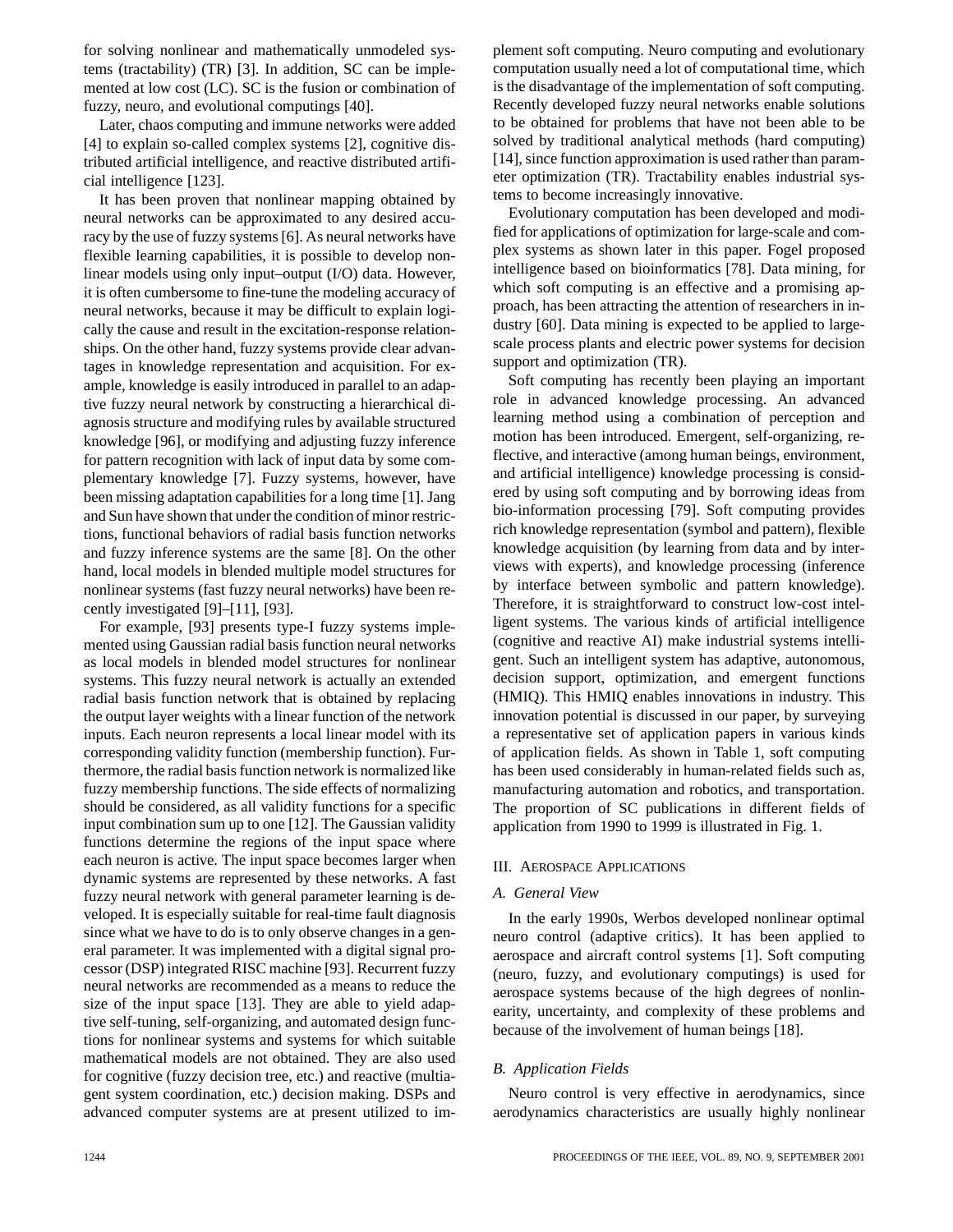for solving nonlinear and mathematically unmodeled systems (tractability) (TR) [3]. In addition, SC can be implemented at low cost (LC). SC is the fusion or combination of fuzzy, neuro, and evolutional computings [40].

Later, chaos computing and immune networks were added [4] to explain so-called complex systems [2], cognitive distributed artificial intelligence, and reactive distributed artificial intelligence [123].

It has been proven that nonlinear mapping obtained by neural networks can be approximated to any desired accuracy by the use of fuzzy systems [6]. As neural networks have flexible learning capabilities, it is possible to develop nonlinear models using only input–output (I/O) data. However, it is often cumbersome to fine-tune the modeling accuracy of neural networks, because it may be difficult to explain logically the cause and result in the excitation-response relationships. On the other hand, fuzzy systems provide clear advantages in knowledge representation and acquisition. For example, knowledge is easily introduced in parallel to an adaptive fuzzy neural network by constructing a hierarchical diagnosis structure and modifying rules by available structured knowledge [96], or modifying and adjusting fuzzy inference for pattern recognition with lack of input data by some complementary knowledge [7]. Fuzzy systems, however, have been missing adaptation capabilities for a long time [1]. Jang and Sun have shown that under the condition of minor restrictions, functional behaviors of radial basis function networks and fuzzy inference systems are the same [8]. On the other hand, local models in blended multiple model structures for nonlinear systems (fast fuzzy neural networks) have been recently investigated [9]–[11], [93].

For example, [93] presents type-I fuzzy systems implemented using Gaussian radial basis function neural networks as local models in blended model structures for nonlinear systems. This fuzzy neural network is actually an extended radial basis function network that is obtained by replacing the output layer weights with a linear function of the network inputs. Each neuron represents a local linear model with its corresponding validity function (membership function). Furthermore, the radial basis function network is normalized like fuzzy membership functions. The side effects of normalizing should be considered, as all validity functions for a specific input combination sum up to one [12]. The Gaussian validity functions determine the regions of the input space where each neuron is active. The input space becomes larger when dynamic systems are represented by these networks. A fast fuzzy neural network with general parameter learning is developed. It is especially suitable for real-time fault diagnosis since what we have to do is to only observe changes in a general parameter. It was implemented with a digital signal processor (DSP) integrated RISC machine [93]. Recurrent fuzzy neural networks are recommended as a means to reduce the size of the input space [13]. They are able to yield adaptive self-tuning, self-organizing, and automated design functions for nonlinear systems and systems for which suitable mathematical models are not obtained. They are also used for cognitive (fuzzy decision tree, etc.) and reactive (multiagent system coordination, etc.) decision making. DSPs and advanced computer systems are at present utilized to implement soft computing. Neuro computing and evolutionary computation usually need a lot of computational time, which is the disadvantage of the implementation of soft computing. Recently developed fuzzy neural networks enable solutions to be obtained for problems that have not been able to be solved by traditional analytical methods (hard computing) [14], since function approximation is used rather than parameter optimization (TR). Tractability enables industrial systems to become increasingly innovative.

Evolutionary computation has been developed and modified for applications of optimization for large-scale and complex systems as shown later in this paper. Fogel proposed intelligence based on bioinformatics [78]. Data mining, for which soft computing is an effective and a promising approach, has been attracting the attention of researchers in industry [60]. Data mining is expected to be applied to large-scale process plants and electric power systems for decision support and optimization (TR).

Soft computing has recently been playing an important role in advanced knowledge processing. An advanced learning method using a combination of perception and motion has been introduced. Emergent, self-organizing, reflective, and interactive (among human beings, environment, and artificial intelligence) knowledge processing is considered by using soft computing and by borrowing ideas from bio-information processing [79]. Soft computing provides rich knowledge representation (symbol and pattern), flexible knowledge acquisition (by learning from data and by interviews with experts), and knowledge processing (inference by interface between symbolic and pattern knowledge). Therefore, it is straightforward to construct low-cost intelligent systems. The various kinds of artificial intelligence (cognitive and reactive AI) make industrial systems intelligent. Such an intelligent system has adaptive, autonomous, decision support, optimization, and emergent functions (HMIQ). This HMIQ enables innovations in industry. This innovation potential is discussed in our paper, by surveying a representative set of application papers in various kinds of application fields. As shown in Table 1, soft computing has been used considerably in human-related fields such as, manufacturing automation and robotics, and transportation. The proportion of SC publications in different fields of application from 1990 to 1999 is illustrated in Fig. 1.

## III. Aerospace Applications

### A. General View

In the early 1990s, Werbos developed nonlinear optimal neuro control (adaptive critics). It has been applied to aerospace and aircraft control systems [1]. Soft computing (neuro, fuzzy, and evolutionary computings) is used for aerospace systems because of the high degrees of nonlinearity, uncertainty, and complexity of these problems and because of the involvement of human beings [18].

### B. Application Fields

Neuro control is very effective in aerodynamics, since aerodynamics characteristics are usually highly nonlinear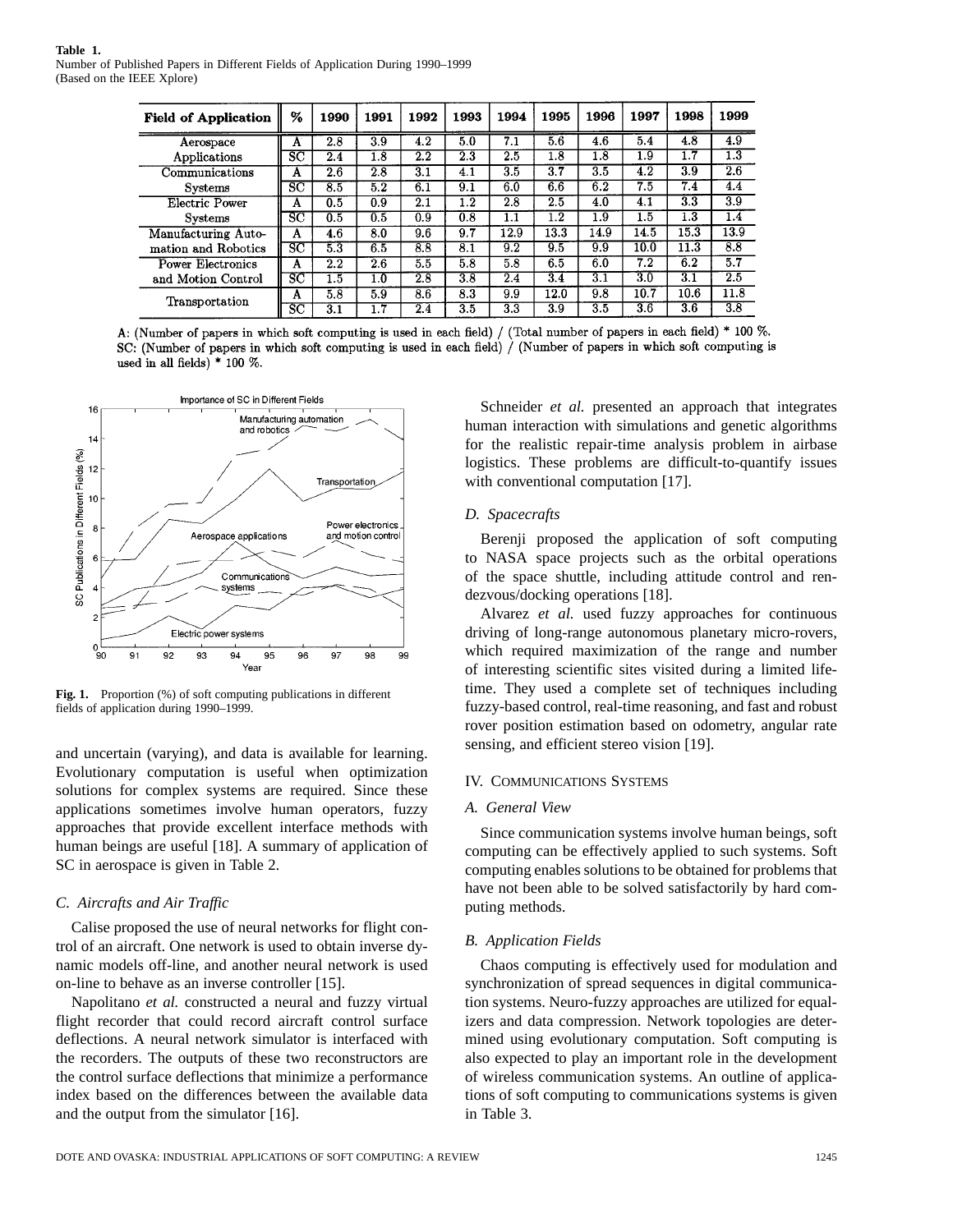**Table 1.**
Number of Published Papers in Different Fields of Application During 1990–1999 (Based on the IEEE Xplore)

| Field of Application | % | 1990 | 1991 | 1992 | 1993 | 1994 | 1995 | 1996 | 1997 | 1998 | 1999 |
|---|---|---|---|---|---|---|---|---|---|---|---|
| Aerospace Applications | A | 2.8 | 3.9 | 4.2 | 5.0 | 7.1 | 5.6 | 4.6 | 5.4 | 4.8 | 4.9 |
| | SC | 2.4 | 1.8 | 2.2 | 2.3 | 2.5 | 1.8 | 1.8 | 1.9 | 1.7 | 1.3 |
| Communications Systems | A | 2.6 | 2.8 | 3.1 | 4.1 | 3.5 | 3.7 | 3.5 | 4.2 | 3.9 | 2.6 |
| | SC | 8.5 | 5.2 | 6.1 | 9.1 | 6.0 | 6.6 | 6.2 | 7.5 | 7.4 | 4.4 |
| Electric Power Systems | A | 0.5 | 0.9 | 2.1 | 1.2 | 2.8 | 2.5 | 4.0 | 4.1 | 3.3 | 3.9 |
| | SC | 0.5 | 0.5 | 0.9 | 0.8 | 1.1 | 1.2 | 1.9 | 1.5 | 1.3 | 1.4 |
| Manufacturing Automation and Robotics | A | 4.6 | 8.0 | 9.6 | 9.7 | 12.9 | 13.3 | 14.9 | 14.5 | 15.3 | 13.9 |
| | SC | 5.3 | 6.5 | 8.8 | 8.1 | 9.2 | 9.5 | 9.9 | 10.0 | 11.3 | 8.8 |
| Power Electronics and Motion Control | A | 2.2 | 2.6 | 5.5 | 5.8 | 5.8 | 6.5 | 6.0 | 7.2 | 6.2 | 5.7 |
| | SC | 1.5 | 1.0 | 2.8 | 3.8 | 2.4 | 3.4 | 3.1 | 3.0 | 3.1 | 2.5 |
| Transportation | A | 5.8 | 5.9 | 8.6 | 8.3 | 9.9 | 12.0 | 9.8 | 10.7 | 10.6 | 11.8 |
| | SC | 3.1 | 1.7 | 2.4 | 3.5 | 3.3 | 3.9 | 3.5 | 3.6 | 3.6 | 3.8 |

A: (Number of papers in which soft computing is used in each field) / (Total number of papers in each field) * 100 %.
SC: (Number of papers in which soft computing is used in each field) / (Number of papers in which soft computing is used in all fields) * 100 %.

**Fig. 1.** Proportion (%) of soft computing publications in different fields of application during 1990–1999.

and uncertain (varying), and data is available for learning. Evolutionary computation is useful when optimization solutions for complex systems are required. Since these applications sometimes involve human operators, fuzzy approaches that provide excellent interface methods with human beings are useful [18]. A summary of application of SC in aerospace is given in Table 2.

### C. Aircrafts and Air Traffic

Calise proposed the use of neural networks for flight control of an aircraft. One network is used to obtain inverse dynamic models off-line, and another neural network is used on-line to behave as an inverse controller [15].

Napolitano *et al.* constructed a neural and fuzzy virtual flight recorder that could record aircraft control surface deflections. A neural network simulator is interfaced with the recorders. The outputs of these two reconstructors are the control surface deflections that minimize a performance index based on the differences between the available data and the output from the simulator [16].

Schneider *et al.* presented an approach that integrates human interaction with simulations and genetic algorithms for the realistic repair-time analysis problem in airbase logistics. These problems are difficult-to-quantify issues with conventional computation [17].

### D. Spacecrafts

Berenji proposed the application of soft computing to NASA space projects such as the orbital operations of the space shuttle, including attitude control and rendezvous/docking operations [18].

Alvarez *et al.* used fuzzy approaches for continuous driving of long-range autonomous planetary micro-rovers, which required maximization of the range and number of interesting scientific sites visited during a limited lifetime. They used a complete set of techniques including fuzzy-based control, real-time reasoning, and fast and robust rover position estimation based on odometry, angular rate sensing, and efficient stereo vision [19].

## IV. Communications Systems

### A. General View

Since communication systems involve human beings, soft computing can be effectively applied to such systems. Soft computing enables solutions to be obtained for problems that have not been able to be solved satisfactorily by hard computing methods.

### B. Application Fields

Chaos computing is effectively used for modulation and synchronization of spread sequences in digital communication systems. Neuro-fuzzy approaches are utilized for equalizers and data compression. Network topologies are determined using evolutionary computation. Soft computing is also expected to play an important role in the development of wireless communication systems. An outline of applications of soft computing to communications systems is given in Table 3.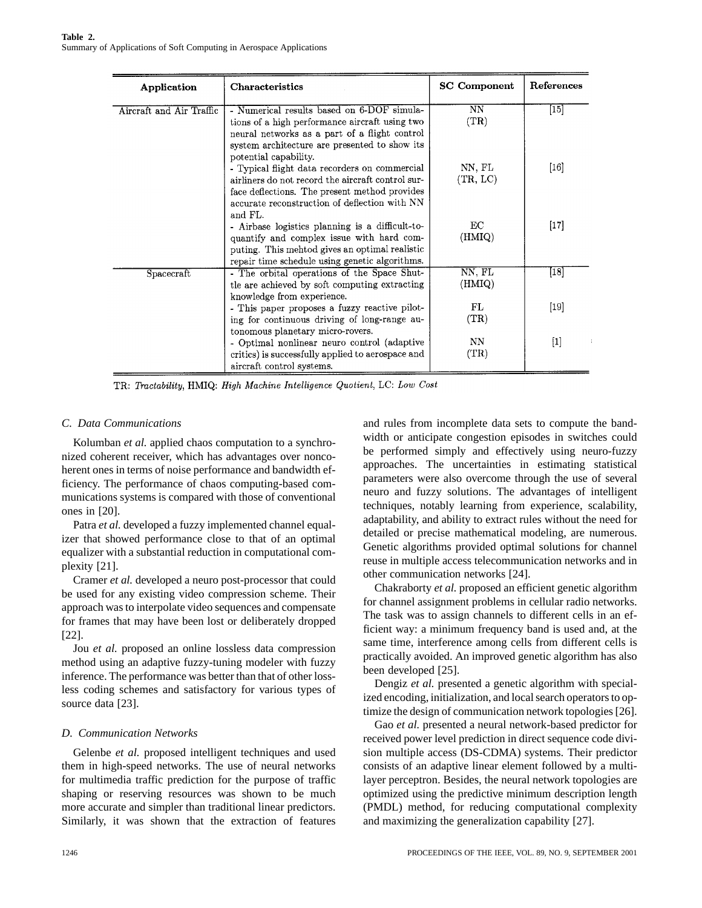**Table 2.**
Summary of Applications of Soft Computing in Aerospace Applications

| Application | Characteristics | SC Component | References |
|---|---|---|---|
| Aircraft and Air Traffic | - Numerical results based on 6-DOF simulations of a high performance aircraft using two neural networks as a part of a flight control system architecture are presented to show its potential capability. | NN (TR) | [15] |
| | - Typical flight data recorders on commercial airliners do not record the aircraft control surface deflections. The present method provides accurate reconstruction of deflection with NN and FL. | NN, FL (TR, LC) | [16] |
| | - Airbase logistics planning is a difficult-to-quantify and complex issue with hard computing. This mehtod gives an optimal realistic repair time schedule using genetic algorithms. | EC (HMIQ) | [17] |
| Spacecraft | - The orbital operations of the Space Shuttle are achieved by soft computing extracting knowledge from experience. | NN, FL (HMIQ) | [18] |
| | - This paper proposes a fuzzy reactive piloting for continuous driving of long-range autonomous planetary micro-rovers. | FL (TR) | [19] |
| | - Optimal nonlinear neuro control (adaptive critics) is successfully applied to aerospace and aircraft control systems. | NN (TR) | [1] |

TR: *Tractability*, HMIQ: *High Machine Intelligence Quotient*, LC: *Low Cost*

### C. Data Communications

Kolumban *et al.* applied chaos computation to a synchronized coherent receiver, which has advantages over noncoherent ones in terms of noise performance and bandwidth efficiency. The performance of chaos computing-based communications systems is compared with those of conventional ones in [20].

Patra *et al.* developed a fuzzy implemented channel equalizer that showed performance close to that of an optimal equalizer with a substantial reduction in computational complexity [21].

Cramer *et al.* developed a neuro post-processor that could be used for any existing video compression scheme. Their approach was to interpolate video sequences and compensate for frames that may have been lost or deliberately dropped [22].

Jou *et al.* proposed an online lossless data compression method using an adaptive fuzzy-tuning modeler with fuzzy inference. The performance was better than that of other lossless coding schemes and satisfactory for various types of source data [23].

### D. Communication Networks

Gelenbe *et al.* proposed intelligent techniques and used them in high-speed networks. The use of neural networks for multimedia traffic prediction for the purpose of traffic shaping or reserving resources was shown to be much more accurate and simpler than traditional linear predictors. Similarly, it was shown that the extraction of features and rules from incomplete data sets to compute the bandwidth or anticipate congestion episodes in switches could be performed simply and effectively using neuro-fuzzy approaches. The uncertainties in estimating statistical parameters were also overcome through the use of several neuro and fuzzy solutions. The advantages of intelligent techniques, notably learning from experience, scalability, adaptability, and ability to extract rules without the need for detailed or precise mathematical modeling, are numerous. Genetic algorithms provided optimal solutions for channel reuse in multiple access telecommunication networks and in other communication networks [24].

Chakraborty *et al.* proposed an efficient genetic algorithm for channel assignment problems in cellular radio networks. The task was to assign channels to different cells in an efficient way: a minimum frequency band is used and, at the same time, interference among cells from different cells is practically avoided. An improved genetic algorithm has also been developed [25].

Dengiz *et al.* presented a genetic algorithm with specialized encoding, initialization, and local search operators to optimize the design of communication network topologies [26].

Gao *et al.* presented a neural network-based predictor for received power level prediction in direct sequence code division multiple access (DS-CDMA) systems. Their predictor consists of an adaptive linear element followed by a multilayer perceptron. Besides, the neural network topologies are optimized using the predictive minimum description length (PMDL) method, for reducing computational complexity and maximizing the generalization capability [27].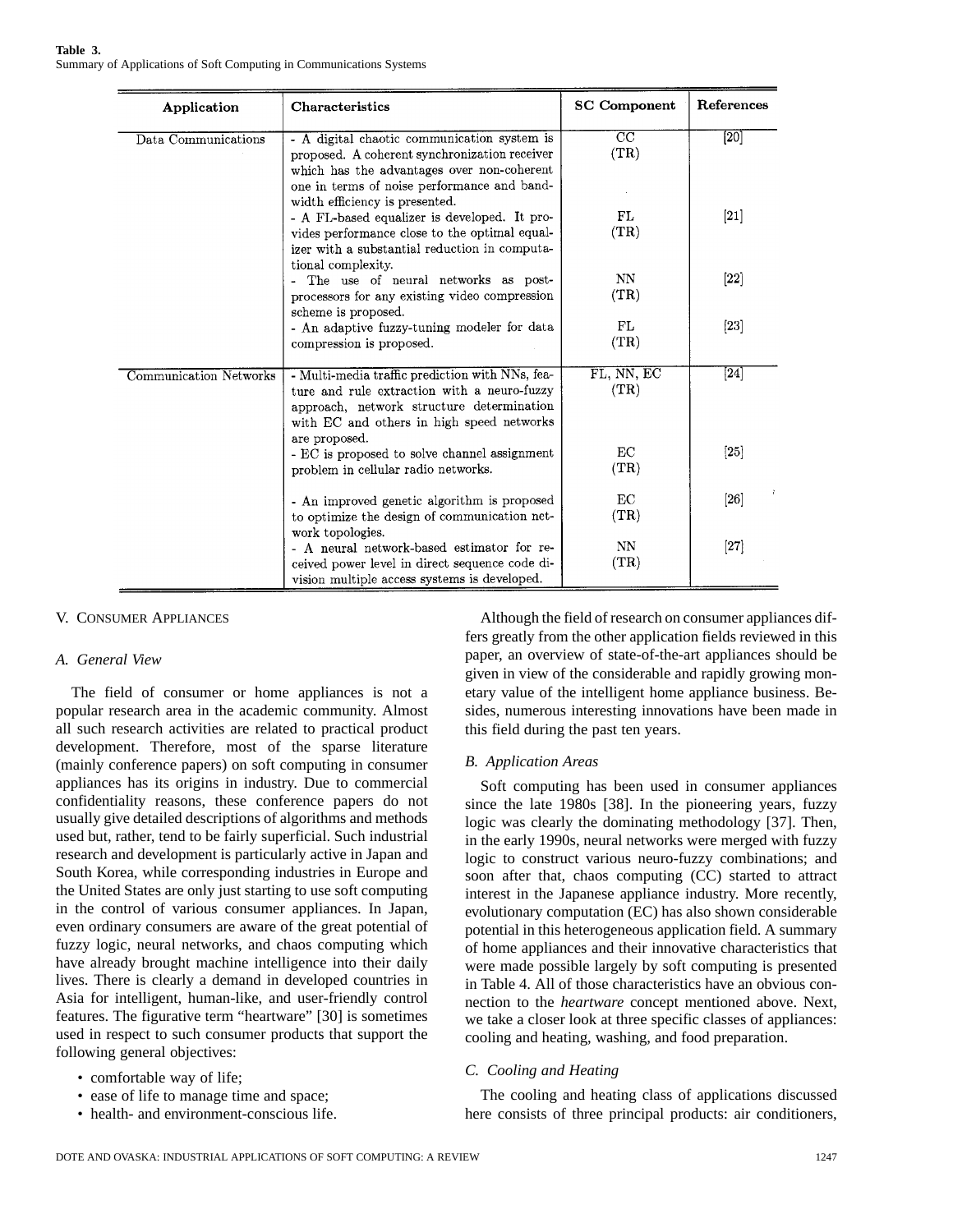**Table 3.**
Summary of Applications of Soft Computing in Communications Systems

| Application | Characteristics | SC Component | References |
|---|---|---|---|
| Data Communications | - A digital chaotic communication system is proposed. A coherent synchronization receiver which has the advantages over non-coherent one in terms of noise performance and bandwidth efficiency is presented. | CC (TR) | [20] |
| | - A FL-based equalizer is developed. It provides performance close to the optimal equalizer with a substantial reduction in computational complexity. | FL (TR) | [21] |
| | - The use of neural networks as post-processors for any existing video compression scheme is proposed. | NN (TR) | [22] |
| | - An adaptive fuzzy-tuning modeler for data compression is proposed. | FL (TR) | [23] |
| Communication Networks | - Multi-media traffic prediction with NNs, feature and rule extraction with a neuro-fuzzy approach, network structure determination with EC and others in high speed networks are proposed. | FL, NN, EC (TR) | [24] |
| | - EC is proposed to solve channel assignment problem in cellular radio networks. | EC (TR) | [25] |
| | - An improved genetic algorithm is proposed to optimize the design of communication network topologies. | EC (TR) | [26] |
| | - A neural network-based estimator for received power level in direct sequence code division multiple access systems is developed. | NN (TR) | [27] |

## V. Consumer Appliances

### A. General View

The field of consumer or home appliances is not a popular research area in the academic community. Almost all such research activities are related to practical product development. Therefore, most of the sparse literature (mainly conference papers) on soft computing in consumer appliances has its origins in industry. Due to commercial confidentiality reasons, these conference papers do not usually give detailed descriptions of algorithms and methods used but, rather, tend to be fairly superficial. Such industrial research and development is particularly active in Japan and South Korea, while corresponding industries in Europe and the United States are only just starting to use soft computing in the control of various consumer appliances. In Japan, even ordinary consumers are aware of the great potential of fuzzy logic, neural networks, and chaos computing which have already brought machine intelligence into their daily lives. There is clearly a demand in developed countries in Asia for intelligent, human-like, and user-friendly control features. The figurative term "heartware" [30] is sometimes used in respect to such consumer products that support the following general objectives:

- comfortable way of life;
- ease of life to manage time and space;
- health- and environment-conscious life.

Although the field of research on consumer appliances differs greatly from the other application fields reviewed in this paper, an overview of state-of-the-art appliances should be given in view of the considerable and rapidly growing monetary value of the intelligent home appliance business. Besides, numerous interesting innovations have been made in this field during the past ten years.

### B. Application Areas

Soft computing has been used in consumer appliances since the late 1980s [38]. In the pioneering years, fuzzy logic was clearly the dominating methodology [37]. Then, in the early 1990s, neural networks were merged with fuzzy logic to construct various neuro-fuzzy combinations; and soon after that, chaos computing (CC) started to attract interest in the Japanese appliance industry. More recently, evolutionary computation (EC) has also shown considerable potential in this heterogeneous application field. A summary of home appliances and their innovative characteristics that were made possible largely by soft computing is presented in Table 4. All of those characteristics have an obvious connection to the *heartware* concept mentioned above. Next, we take a closer look at three specific classes of appliances: cooling and heating, washing, and food preparation.

### C. Cooling and Heating

The cooling and heating class of applications discussed here consists of three principal products: air conditioners,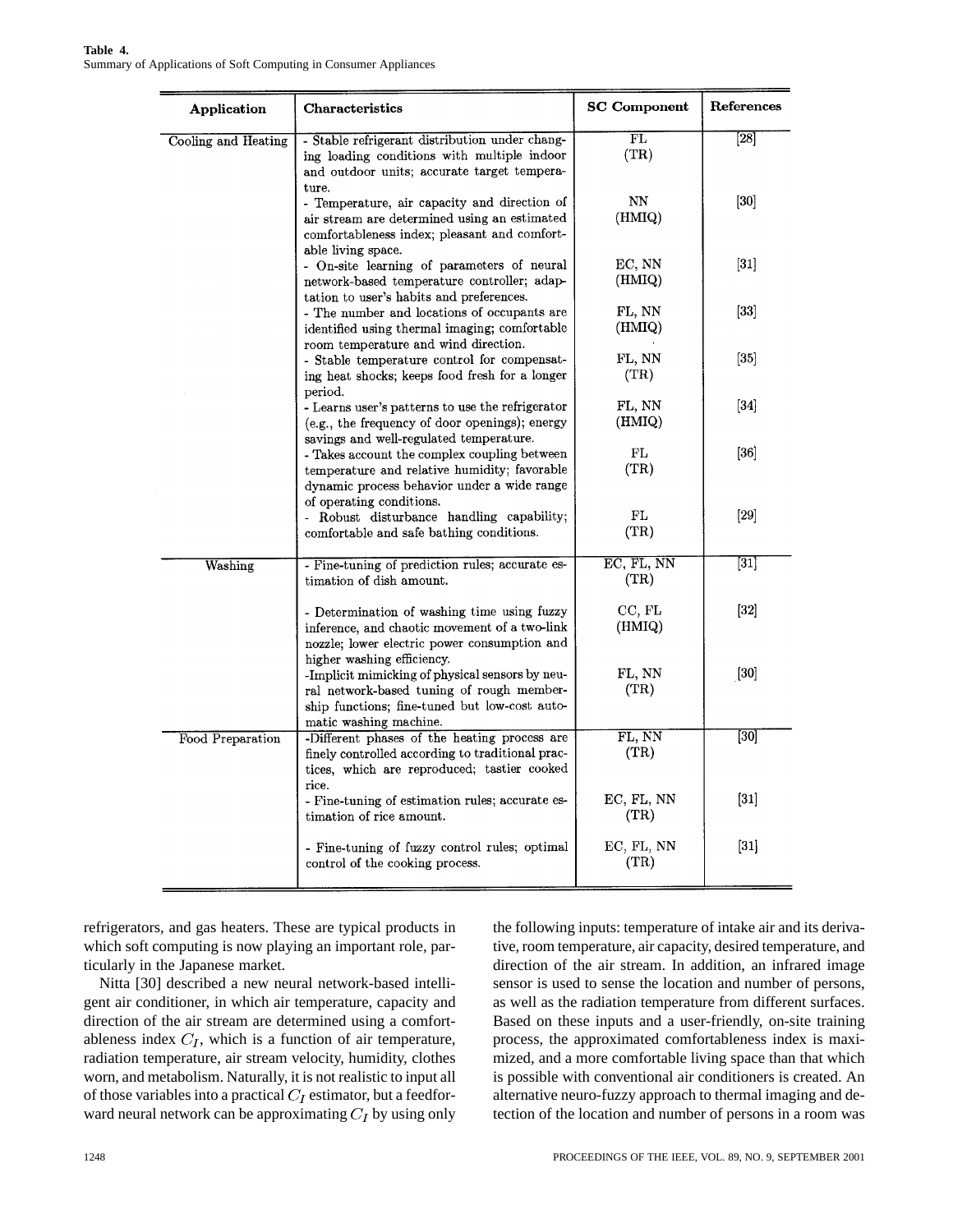**Table 4.**
Summary of Applications of Soft Computing in Consumer Appliances

| Application | Characteristics | SC Component | References |
|---|---|---|---|
| Cooling and Heating | - Stable refrigerant distribution under changing loading conditions with multiple indoor and outdoor units; accurate target temperature. | FL (TR) | [28] |
| | - Temperature, air capacity and direction of air stream are determined using an estimated comfortableness index; pleasant and comfortable living space. | NN (HMIQ) | [30] |
| | - On-site learning of parameters of neural network-based temperature controller; adaptation to user's habits and preferences. | EC, NN (HMIQ) | [31] |
| | - The number and locations of occupants are identified using thermal imaging; comfortable room temperature and wind direction. | FL, NN (HMIQ) | [33] |
| | - Stable temperature control for compensating heat shocks; keeps food fresh for a longer period. | FL, NN (TR) | [35] |
| | - Learns user's patterns to use the refrigerator (e.g., the frequency of door openings); energy savings and well-regulated temperature. | FL, NN (HMIQ) | [34] |
| | - Takes account the complex coupling between temperature and relative humidity; favorable dynamic process behavior under a wide range of operating conditions. | FL (TR) | [36] |
| | - Robust disturbance handling capability; comfortable and safe bathing conditions. | FL (TR) | [29] |
| Washing | - Fine-tuning of prediction rules; accurate estimation of dish amount. | EC, FL, NN (TR) | [31] |
| | - Determination of washing time using fuzzy inference, and chaotic movement of a two-link nozzle; lower electric power consumption and higher washing efficiency. | CC, FL (HMIQ) | [32] |
| | -Implicit mimicking of physical sensors by neural network-based tuning of rough membership functions; fine-tuned but low-cost automatic washing machine. | FL, NN (TR) | [30] |
| Food Preparation | -Different phases of the heating process are finely controlled according to traditional practices, which are reproduced; tastier cooked rice. | FL, NN (TR) | [30] |
| | - Fine-tuning of estimation rules; accurate estimation of rice amount. | EC, FL, NN (TR) | [31] |
| | - Fine-tuning of fuzzy control rules; optimal control of the cooking process. | EC, FL, NN (TR) | [31] |

refrigerators, and gas heaters. These are typical products in which soft computing is now playing an important role, particularly in the Japanese market.

Nitta [30] described a new neural network-based intelligent air conditioner, in which air temperature, capacity and direction of the air stream are determined using a comfortableness index $C_I$, which is a function of air temperature, radiation temperature, air stream velocity, humidity, clothes worn, and metabolism. Naturally, it is not realistic to input all of those variables into a practical $C_I$ estimator, but a feedforward neural network can be approximating $C_I$ by using only the following inputs: temperature of intake air and its derivative, room temperature, air capacity, desired temperature, and direction of the air stream. In addition, an infrared image sensor is used to sense the location and number of persons, as well as the radiation temperature from different surfaces. Based on these inputs and a user-friendly, on-site training process, the approximated comfortableness index is maximized, and a more comfortable living space than that which is possible with conventional air conditioners is created. An alternative neuro-fuzzy approach to thermal imaging and detection of the location and number of persons in a room was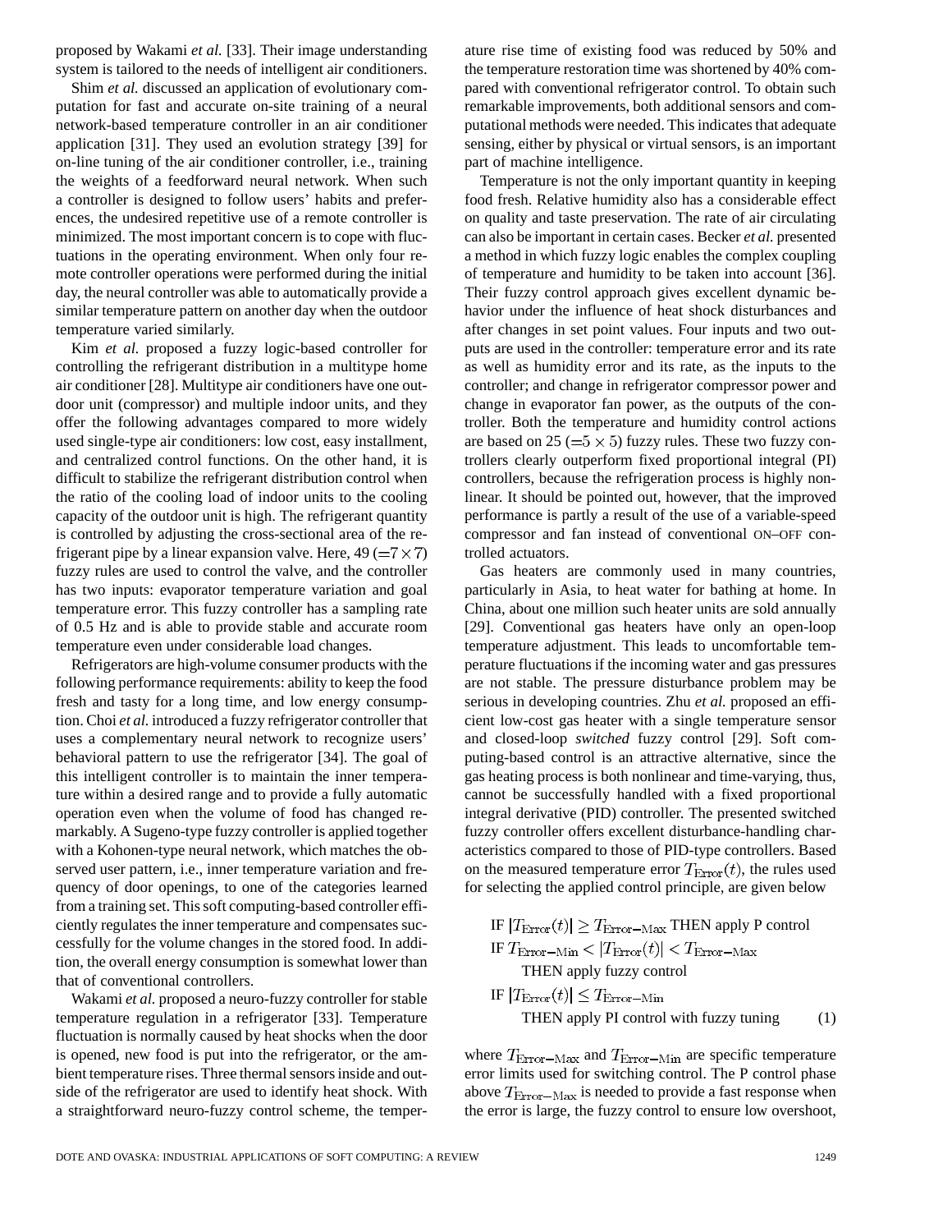proposed by Wakami *et al.* [33]. Their image understanding system is tailored to the needs of intelligent air conditioners.

Shim *et al.* discussed an application of evolutionary computation for fast and accurate on-site training of a neural network-based temperature controller in an air conditioner application [31]. They used an evolution strategy [39] for on-line tuning of the air conditioner controller, i.e., training the weights of a feedforward neural network. When such a controller is designed to follow users' habits and preferences, the undesired repetitive use of a remote controller is minimized. The most important concern is to cope with fluctuations in the operating environment. When only four remote controller operations were performed during the initial day, the neural controller was able to automatically provide a similar temperature pattern on another day when the outdoor temperature varied similarly.

Kim *et al.* proposed a fuzzy logic-based controller for controlling the refrigerant distribution in a multitype home air conditioner [28]. Multitype air conditioners have one outdoor unit (compressor) and multiple indoor units, and they offer the following advantages compared to more widely used single-type air conditioners: low cost, easy installment, and centralized control functions. On the other hand, it is difficult to stabilize the refrigerant distribution control when the ratio of the cooling load of indoor units to the cooling capacity of the outdoor unit is high. The refrigerant quantity is controlled by adjusting the cross-sectional area of the refrigerant pipe by a linear expansion valve. Here, 49 $(=7 \times 7)$ fuzzy rules are used to control the valve, and the controller has two inputs: evaporator temperature variation and goal temperature error. This fuzzy controller has a sampling rate of 0.5 Hz and is able to provide stable and accurate room temperature even under considerable load changes.

Refrigerators are high-volume consumer products with the following performance requirements: ability to keep the food fresh and tasty for a long time, and low energy consumption. Choi *et al.* introduced a fuzzy refrigerator controller that uses a complementary neural network to recognize users' behavioral pattern to use the refrigerator [34]. The goal of this intelligent controller is to maintain the inner temperature within a desired range and to provide a fully automatic operation even when the volume of food has changed remarkably. A Sugeno-type fuzzy controller is applied together with a Kohonen-type neural network, which matches the observed user pattern, i.e., inner temperature variation and frequency of door openings, to one of the categories learned from a training set. This soft computing-based controller efficiently regulates the inner temperature and compensates successfully for the volume changes in the stored food. In addition, the overall energy consumption is somewhat lower than that of conventional controllers.

Wakami *et al.* proposed a neuro-fuzzy controller for stable temperature regulation in a refrigerator [33]. Temperature fluctuation is normally caused by heat shocks when the door is opened, new food is put into the refrigerator, or the ambient temperature rises. Three thermal sensors inside and outside of the refrigerator are used to identify heat shock. With a straightforward neuro-fuzzy control scheme, the temperature rise time of existing food was reduced by 50% and the temperature restoration time was shortened by 40% compared with conventional refrigerator control. To obtain such remarkable improvements, both additional sensors and computational methods were needed. This indicates that adequate sensing, either by physical or virtual sensors, is an important part of machine intelligence.

Temperature is not the only important quantity in keeping food fresh. Relative humidity also has a considerable effect on quality and taste preservation. The rate of air circulating can also be important in certain cases. Becker *et al.* presented a method in which fuzzy logic enables the complex coupling of temperature and humidity to be taken into account [36]. Their fuzzy control approach gives excellent dynamic behavior under the influence of heat shock disturbances and after changes in set point values. Four inputs and two outputs are used in the controller: temperature error and its rate as well as humidity error and its rate, as the inputs to the controller; and change in refrigerator compressor power and change in evaporator fan power, as the outputs of the controller. Both the temperature and humidity control actions are based on 25 $(=5 \times 5)$ fuzzy rules. These two fuzzy controllers clearly outperform fixed proportional integral (PI) controllers, because the refrigeration process is highly nonlinear. It should be pointed out, however, that the improved performance is partly a result of the use of a variable-speed compressor and fan instead of conventional ON–OFF controlled actuators.

Gas heaters are commonly used in many countries, particularly in Asia, to heat water for bathing at home. In China, about one million such heater units are sold annually [29]. Conventional gas heaters have only an open-loop temperature adjustment. This leads to uncomfortable temperature fluctuations if the incoming water and gas pressures are not stable. The pressure disturbance problem may be serious in developing countries. Zhu *et al.* proposed an efficient low-cost gas heater with a single temperature sensor and closed-loop *switched* fuzzy control [29]. Soft computing-based control is an attractive alternative, since the gas heating process is both nonlinear and time-varying, thus, cannot be successfully handled with a fixed proportional integral derivative (PID) controller. The presented switched fuzzy controller offers excellent disturbance-handling characteristics compared to those of PID-type controllers. Based on the measured temperature error $T_{\text{Error}}(t)$, the rules used for selecting the applied control principle, are given below

$$
\begin{aligned}
&\text{IF } |T_{\text{Error}}(t)| \geq T_{\text{Error-Max}} \text{ THEN apply P control} \\
&\text{IF } T_{\text{Error-Min}} < |T_{\text{Error}}(t)| < T_{\text{Error-Max}} \\
&\quad \text{THEN apply fuzzy control} \\
&\text{IF } |T_{\text{Error}}(t)| \leq T_{\text{Error-Min}} \\
&\quad \text{THEN apply PI control with fuzzy tuning} \qquad (1)
\end{aligned}
$$

where $T_{\text{Error-Max}}$ and $T_{\text{Error-Min}}$ are specific temperature error limits used for switching control. The P control phase above $T_{\text{Error-Max}}$ is needed to provide a fast response when the error is large, the fuzzy control to ensure low overshoot,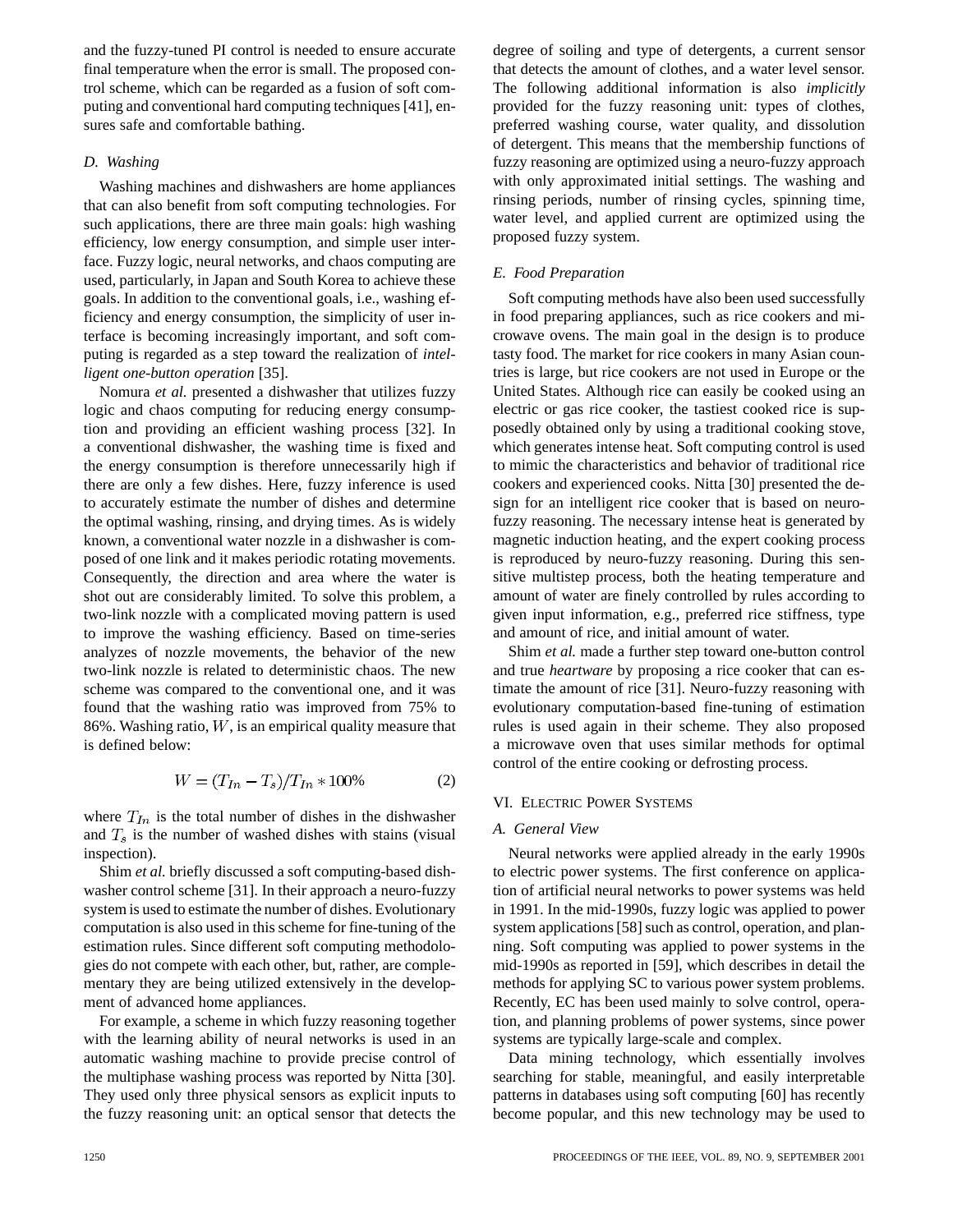and the fuzzy-tuned PI control is needed to ensure accurate final temperature when the error is small. The proposed control scheme, which can be regarded as a fusion of soft computing and conventional hard computing techniques [41], ensures safe and comfortable bathing.

### D. Washing

Washing machines and dishwashers are home appliances that can also benefit from soft computing technologies. For such applications, there are three main goals: high washing efficiency, low energy consumption, and simple user interface. Fuzzy logic, neural networks, and chaos computing are used, particularly, in Japan and South Korea to achieve these goals. In addition to the conventional goals, i.e., washing efficiency and energy consumption, the simplicity of user interface is becoming increasingly important, and soft computing is regarded as a step toward the realization of *intelligent one-button operation* [35].

Nomura *et al.* presented a dishwasher that utilizes fuzzy logic and chaos computing for reducing energy consumption and providing an efficient washing process [32]. In a conventional dishwasher, the washing time is fixed and the energy consumption is therefore unnecessarily high if there are only a few dishes. Here, fuzzy inference is used to accurately estimate the number of dishes and determine the optimal washing, rinsing, and drying times. As is widely known, a conventional water nozzle in a dishwasher is composed of one link and it makes periodic rotating movements. Consequently, the direction and area where the water is shot out are considerably limited. To solve this problem, a two-link nozzle with a complicated moving pattern is used to improve the washing efficiency. Based on time-series analyzes of nozzle movements, the behavior of the new two-link nozzle is related to deterministic chaos. The new scheme was compared to the conventional one, and it was found that the washing ratio was improved from 75% to 86%. Washing ratio, $W$, is an empirical quality measure that is defined below:

$$W = (T_{In} - T_s)/T_{In} * 100\% \qquad (2)$$

where $T_{In}$ is the total number of dishes in the dishwasher and $T_s$ is the number of washed dishes with stains (visual inspection).

Shim *et al.* briefly discussed a soft computing-based dishwasher control scheme [31]. In their approach a neuro-fuzzy system is used to estimate the number of dishes. Evolutionary computation is also used in this scheme for fine-tuning of the estimation rules. Since different soft computing methodologies do not compete with each other, but, rather, are complementary they are being utilized extensively in the development of advanced home appliances.

For example, a scheme in which fuzzy reasoning together with the learning ability of neural networks is used in an automatic washing machine to provide precise control of the multiphase washing process was reported by Nitta [30]. They used only three physical sensors as explicit inputs to the fuzzy reasoning unit: an optical sensor that detects the degree of soiling and type of detergents, a current sensor that detects the amount of clothes, and a water level sensor. The following additional information is also *implicitly* provided for the fuzzy reasoning unit: types of clothes, preferred washing course, water quality, and dissolution of detergent. This means that the membership functions of fuzzy reasoning are optimized using a neuro-fuzzy approach with only approximated initial settings. The washing and rinsing periods, number of rinsing cycles, spinning time, water level, and applied current are optimized using the proposed fuzzy system.

### E. Food Preparation

Soft computing methods have also been used successfully in food preparing appliances, such as rice cookers and microwave ovens. The main goal in the design is to produce tasty food. The market for rice cookers in many Asian countries is large, but rice cookers are not used in Europe or the United States. Although rice can easily be cooked using an electric or gas rice cooker, the tastiest cooked rice is supposedly obtained only by using a traditional cooking stove, which generates intense heat. Soft computing control is used to mimic the characteristics and behavior of traditional rice cookers and experienced cooks. Nitta [30] presented the design for an intelligent rice cooker that is based on neuro-fuzzy reasoning. The necessary intense heat is generated by magnetic induction heating, and the expert cooking process is reproduced by neuro-fuzzy reasoning. During this sensitive multistep process, both the heating temperature and amount of water are finely controlled by rules according to given input information, e.g., preferred rice stiffness, type and amount of rice, and initial amount of water.

Shim *et al.* made a further step toward one-button control and true *heartware* by proposing a rice cooker that can estimate the amount of rice [31]. Neuro-fuzzy reasoning with evolutionary computation-based fine-tuning of estimation rules is used again in their scheme. They also proposed a microwave oven that uses similar methods for optimal control of the entire cooking or defrosting process.

## VI. Electric Power Systems

### A. General View

Neural networks were applied already in the early 1990s to electric power systems. The first conference on application of artificial neural networks to power systems was held in 1991. In the mid-1990s, fuzzy logic was applied to power system applications [58] such as control, operation, and planning. Soft computing was applied to power systems in the mid-1990s as reported in [59], which describes in detail the methods for applying SC to various power system problems. Recently, EC has been used mainly to solve control, operation, and planning problems of power systems, since power systems are typically large-scale and complex.

Data mining technology, which essentially involves searching for stable, meaningful, and easily interpretable patterns in databases using soft computing [60] has recently become popular, and this new technology may be used to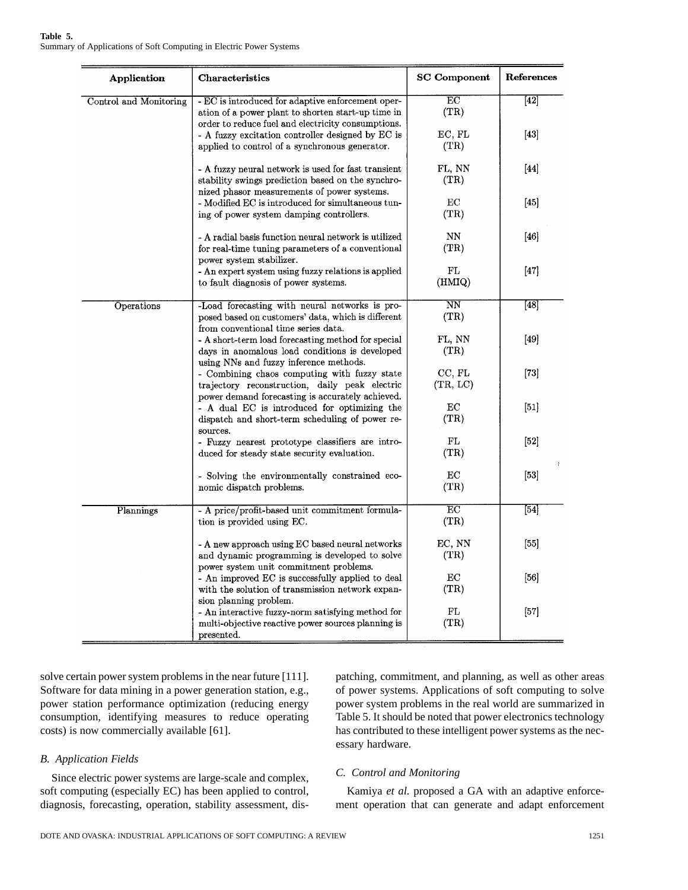**Table 5.**
Summary of Applications of Soft Computing in Electric Power Systems

| Application | Characteristics | SC Component | References |
|---|---|---|---|
| Control and Monitoring | - EC is introduced for adaptive enforcement operation of a power plant to shorten start-up time in order to reduce fuel and electricity consumptions. | EC (TR) | [42] |
| | - A fuzzy excitation controller designed by EC is applied to control of a synchronous generator. | EC, FL (TR) | [43] |
| | - A fuzzy neural network is used for fast transient stability swings prediction based on the synchronized phasor measurements of power systems. | FL, NN (TR) | [44] |
| | - Modified EC is introduced for simultaneous tuning of power system damping controllers. | EC (TR) | [45] |
| | - A radial basis function neural network is utilized for real-time tuning parameters of a conventional power system stabilizer. | NN (TR) | [46] |
| | - An expert system using fuzzy relations is applied to fault diagnosis of power systems. | FL (HMIQ) | [47] |
| Operations | -Load forecasting with neural networks is proposed based on customers' data, which is different from conventional time series data. | NN (TR) | [48] |
| | - A short-term load forecasting method for special days in anomalous load conditions is developed using NNs and fuzzy inference methods. | FL, NN (TR) | [49] |
| | - Combining chaos computing with fuzzy state trajectory reconstruction, daily peak electric power demand forecasting is accurately achieved. | CC, FL (TR, LC) | [73] |
| | - A dual EC is introduced for optimizing the dispatch and short-term scheduling of power resources. | EC (TR) | [51] |
| | - Fuzzy nearest prototype classifiers are introduced for steady state security evaluation. | FL (TR) | [52] |
| | - Solving the environmentally constrained economic dispatch problems. | EC (TR) | [53] |
| Plannings | - A price/profit-based unit commitment formulation is provided using EC. | EC (TR) | [54] |
| | - A new approach using EC based neural networks and dynamic programming is developed to solve power system unit commitment problems. | EC, NN (TR) | [55] |
| | - An improved EC is successfully applied to deal with the solution of transmission network expansion planning problem. | EC (TR) | [56] |
| | - An interactive fuzzy-norm satisfying method for multi-objective reactive power sources planning is presented. | FL (TR) | [57] |

solve certain power system problems in the near future [111]. Software for data mining in a power generation station, e.g., power station performance optimization (reducing energy consumption, identifying measures to reduce operating costs) is now commercially available [61].

### B. Application Fields

Since electric power systems are large-scale and complex, soft computing (especially EC) has been applied to control, diagnosis, forecasting, operation, stability assessment, dispatching, commitment, and planning, as well as other areas of power systems. Applications of soft computing to solve power system problems in the real world are summarized in Table 5. It should be noted that power electronics technology has contributed to these intelligent power systems as the necessary hardware.

### C. Control and Monitoring

Kamiya *et al.* proposed a GA with an adaptive enforcement operation that can generate and adapt enforcement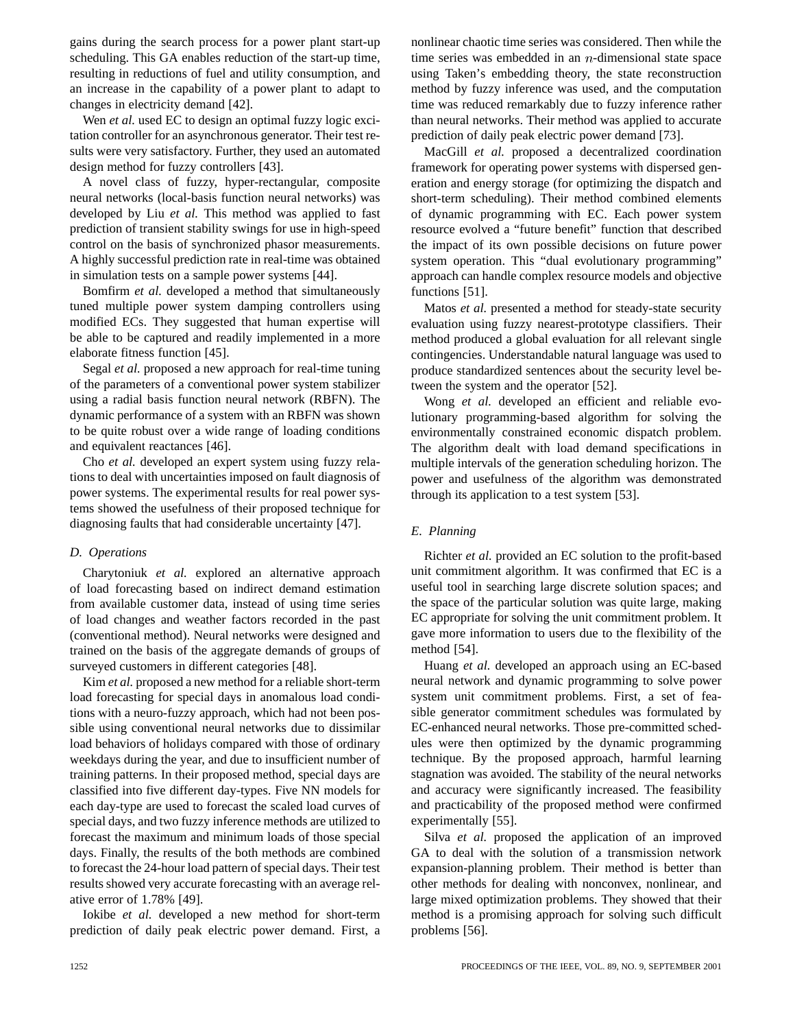gains during the search process for a power plant start-up scheduling. This GA enables reduction of the start-up time, resulting in reductions of fuel and utility consumption, and an increase in the capability of a power plant to adapt to changes in electricity demand [42].

Wen *et al.* used EC to design an optimal fuzzy logic excitation controller for an asynchronous generator. Their test results were very satisfactory. Further, they used an automated design method for fuzzy controllers [43].

A novel class of fuzzy, hyper-rectangular, composite neural networks (local-basis function neural networks) was developed by Liu *et al.* This method was applied to fast prediction of transient stability swings for use in high-speed control on the basis of synchronized phasor measurements. A highly successful prediction rate in real-time was obtained in simulation tests on a sample power systems [44].

Bomfirm *et al.* developed a method that simultaneously tuned multiple power system damping controllers using modified ECs. They suggested that human expertise will be able to be captured and readily implemented in a more elaborate fitness function [45].

Segal *et al.* proposed a new approach for real-time tuning of the parameters of a conventional power system stabilizer using a radial basis function neural network (RBFN). The dynamic performance of a system with an RBFN was shown to be quite robust over a wide range of loading conditions and equivalent reactances [46].

Cho *et al.* developed an expert system using fuzzy relations to deal with uncertainties imposed on fault diagnosis of power systems. The experimental results for real power systems showed the usefulness of their proposed technique for diagnosing faults that had considerable uncertainty [47].

### D. Operations

Charytoniuk *et al.* explored an alternative approach of load forecasting based on indirect demand estimation from available customer data, instead of using time series of load changes and weather factors recorded in the past (conventional method). Neural networks were designed and trained on the basis of the aggregate demands of groups of surveyed customers in different categories [48].

Kim *et al.* proposed a new method for a reliable short-term load forecasting for special days in anomalous load conditions with a neuro-fuzzy approach, which had not been possible using conventional neural networks due to dissimilar load behaviors of holidays compared with those of ordinary weekdays during the year, and due to insufficient number of training patterns. In their proposed method, special days are classified into five different day-types. Five NN models for each day-type are used to forecast the scaled load curves of special days, and two fuzzy inference methods are utilized to forecast the maximum and minimum loads of those special days. Finally, the results of the both methods are combined to forecast the 24-hour load pattern of special days. Their test results showed very accurate forecasting with an average relative error of 1.78% [49].

Iokibe *et al.* developed a new method for short-term prediction of daily peak electric power demand. First, a nonlinear chaotic time series was considered. Then while the time series was embedded in an $n$-dimensional state space using Taken's embedding theory, the state reconstruction method by fuzzy inference was used, and the computation time was reduced remarkably due to fuzzy inference rather than neural networks. Their method was applied to accurate prediction of daily peak electric power demand [73].

MacGill *et al.* proposed a decentralized coordination framework for operating power systems with dispersed generation and energy storage (for optimizing the dispatch and short-term scheduling). Their method combined elements of dynamic programming with EC. Each power system resource evolved a "future benefit" function that described the impact of its own possible decisions on future power system operation. This "dual evolutionary programming" approach can handle complex resource models and objective functions [51].

Matos *et al.* presented a method for steady-state security evaluation using fuzzy nearest-prototype classifiers. Their method produced a global evaluation for all relevant single contingencies. Understandable natural language was used to produce standardized sentences about the security level between the system and the operator [52].

Wong *et al.* developed an efficient and reliable evolutionary programming-based algorithm for solving the environmentally constrained economic dispatch problem. The algorithm dealt with load demand specifications in multiple intervals of the generation scheduling horizon. The power and usefulness of the algorithm was demonstrated through its application to a test system [53].

### E. Planning

Richter *et al.* provided an EC solution to the profit-based unit commitment algorithm. It was confirmed that EC is a useful tool in searching large discrete solution spaces; and the space of the particular solution was quite large, making EC appropriate for solving the unit commitment problem. It gave more information to users due to the flexibility of the method [54].

Huang *et al.* developed an approach using an EC-based neural network and dynamic programming to solve power system unit commitment problems. First, a set of feasible generator commitment schedules was formulated by EC-enhanced neural networks. Those pre-committed schedules were then optimized by the dynamic programming technique. By the proposed approach, harmful learning stagnation was avoided. The stability of the neural networks and accuracy were significantly increased. The feasibility and practicability of the proposed method were confirmed experimentally [55].

Silva *et al.* proposed the application of an improved GA to deal with the solution of a transmission network expansion-planning problem. Their method is better than other methods for dealing with nonconvex, nonlinear, and large mixed optimization problems. They showed that their method is a promising approach for solving such difficult problems [56].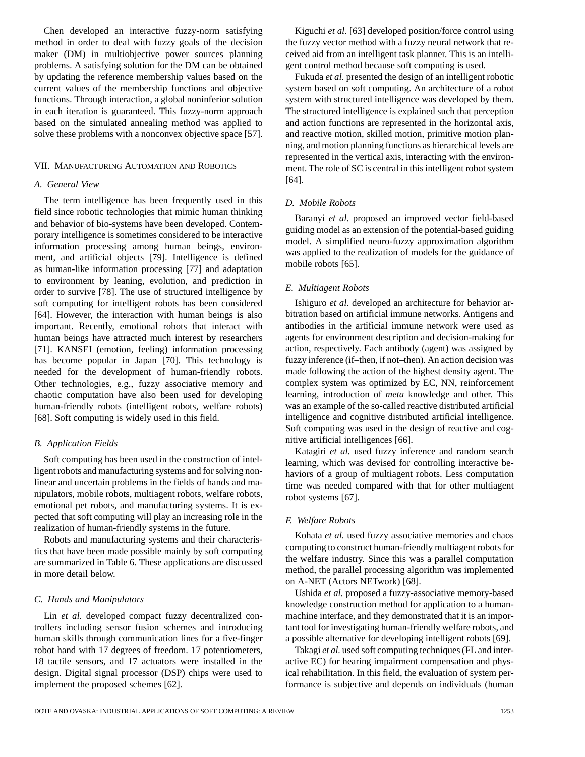Chen developed an interactive fuzzy-norm satisfying method in order to deal with fuzzy goals of the decision maker (DM) in multiobjective power sources planning problems. A satisfying solution for the DM can be obtained by updating the reference membership values based on the current values of the membership functions and objective functions. Through interaction, a global noninferior solution in each iteration is guaranteed. This fuzzy-norm approach based on the simulated annealing method was applied to solve these problems with a nonconvex objective space [57].

## VII. Manufacturing Automation and Robotics

### *A. General View*

The term intelligence has been frequently used in this field since robotic technologies that mimic human thinking and behavior of bio-systems have been developed. Contemporary intelligence is sometimes considered to be interactive information processing among human beings, environment, and artificial objects [79]. Intelligence is defined as human-like information processing [77] and adaptation to environment by leaning, evolution, and prediction in order to survive [78]. The use of structured intelligence by soft computing for intelligent robots has been considered [64]. However, the interaction with human beings is also important. Recently, emotional robots that interact with human beings have attracted much interest by researchers [71]. KANSEI (emotion, feeling) information processing has become popular in Japan [70]. This technology is needed for the development of human-friendly robots. Other technologies, e.g., fuzzy associative memory and chaotic computation have also been used for developing human-friendly robots (intelligent robots, welfare robots) [68]. Soft computing is widely used in this field.

### *B. Application Fields*

Soft computing has been used in the construction of intelligent robots and manufacturing systems and for solving nonlinear and uncertain problems in the fields of hands and manipulators, mobile robots, multiagent robots, welfare robots, emotional pet robots, and manufacturing systems. It is expected that soft computing will play an increasing role in the realization of human-friendly systems in the future.

Robots and manufacturing systems and their characteristics that have been made possible mainly by soft computing are summarized in Table 6. These applications are discussed in more detail below.

### *C. Hands and Manipulators*

Lin *et al.* developed compact fuzzy decentralized controllers including sensor fusion schemes and introducing human skills through communication lines for a five-finger robot hand with 17 degrees of freedom. 17 potentiometers, 18 tactile sensors, and 17 actuators were installed in the design. Digital signal processor (DSP) chips were used to implement the proposed schemes [62].

Kiguchi *et al.* [63] developed position/force control using the fuzzy vector method with a fuzzy neural network that received aid from an intelligent task planner. This is an intelligent control method because soft computing is used.

Fukuda *et al.* presented the design of an intelligent robotic system based on soft computing. An architecture of a robot system with structured intelligence was developed by them. The structured intelligence is explained such that perception and action functions are represented in the horizontal axis, and reactive motion, skilled motion, primitive motion planning, and motion planning functions as hierarchical levels are represented in the vertical axis, interacting with the environment. The role of SC is central in this intelligent robot system [64].

### *D. Mobile Robots*

Baranyi *et al.* proposed an improved vector field-based guiding model as an extension of the potential-based guiding model. A simplified neuro-fuzzy approximation algorithm was applied to the realization of models for the guidance of mobile robots [65].

### *E. Multiagent Robots*

Ishiguro *et al.* developed an architecture for behavior arbitration based on artificial immune networks. Antigens and antibodies in the artificial immune network were used as agents for environment description and decision-making for action, respectively. Each antibody (agent) was assigned by fuzzy inference (if–then, if not–then). An action decision was made following the action of the highest density agent. The complex system was optimized by EC, NN, reinforcement learning, introduction of *meta* knowledge and other. This was an example of the so-called reactive distributed artificial intelligence and cognitive distributed artificial intelligence. Soft computing was used in the design of reactive and cognitive artificial intelligences [66].

Katagiri *et al.* used fuzzy inference and random search learning, which was devised for controlling interactive behaviors of a group of multiagent robots. Less computation time was needed compared with that for other multiagent robot systems [67].

### *F. Welfare Robots*

Kohata *et al.* used fuzzy associative memories and chaos computing to construct human-friendly multiagent robots for the welfare industry. Since this was a parallel computation method, the parallel processing algorithm was implemented on A-NET (Actors NETwork) [68].

Ushida *et al.* proposed a fuzzy-associative memory-based knowledge construction method for application to a human-machine interface, and they demonstrated that it is an important tool for investigating human-friendly welfare robots, and a possible alternative for developing intelligent robots [69].

Takagi *et al.* used soft computing techniques (FL and interactive EC) for hearing impairment compensation and physical rehabilitation. In this field, the evaluation of system performance is subjective and depends on individuals (human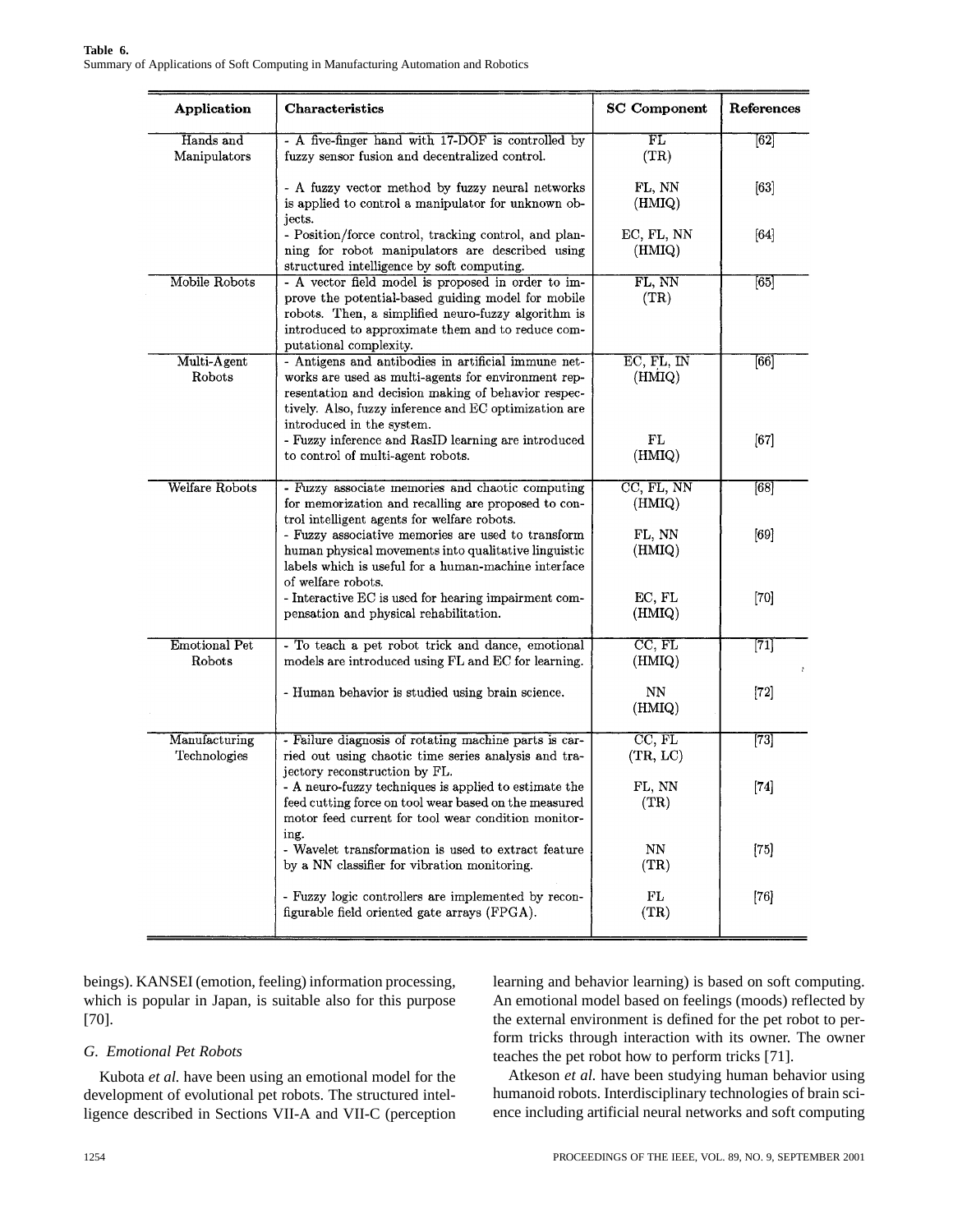**Table 6.**
Summary of Applications of Soft Computing in Manufacturing Automation and Robotics

| Application | Characteristics | SC Component | References |
|---|---|---|---|
| Hands and Manipulators | - A five-finger hand with 17-DOF is controlled by fuzzy sensor fusion and decentralized control. | FL (TR) | [62] |
| | - A fuzzy vector method by fuzzy neural networks is applied to control a manipulator for unknown objects. | FL, NN (HMIQ) | [63] |
| | - Position/force control, tracking control, and planning for robot manipulators are described using structured intelligence by soft computing. | EC, FL, NN (HMIQ) | [64] |
| Mobile Robots | - A vector field model is proposed in order to improve the potential-based guiding model for mobile robots. Then, a simplified neuro-fuzzy algorithm is introduced to approximate them and to reduce computational complexity. | FL, NN (TR) | [65] |
| Multi-Agent Robots | - Antigens and antibodies in artificial immune networks are used as multi-agents for environment representation and decision making of behavior respectively. Also, fuzzy inference and EC optimization are introduced in the system. | EC, FL, IN (HMIQ) | [66] |
| | - Fuzzy inference and RasID learning are introduced to control of multi-agent robots. | FL (HMIQ) | [67] |
| Welfare Robots | - Fuzzy associate memories and chaotic computing for memorization and recalling are proposed to control intelligent agents for welfare robots. | CC, FL, NN (HMIQ) | [68] |
| | - Fuzzy associative memories are used to transform human physical movements into qualitative linguistic labels which is useful for a human-machine interface of welfare robots. | FL, NN (HMIQ) | [69] |
| | - Interactive EC is used for hearing impairment compensation and physical rehabilitation. | EC, FL (HMIQ) | [70] |
| Emotional Pet Robots | - To teach a pet robot trick and dance, emotional models are introduced using FL and EC for learning. | CC, FL (HMIQ) | [71] |
| | - Human behavior is studied using brain science. | NN (HMIQ) | [72] |
| Manufacturing Technologies | - Failure diagnosis of rotating machine parts is carried out using chaotic time series analysis and trajectory reconstruction by FL. | CC, FL (TR, LC) | [73] |
| | - A neuro-fuzzy techniques is applied to estimate the feed cutting force on tool wear based on the measured motor feed current for tool wear condition monitoring. | FL, NN (TR) | [74] |
| | - Wavelet transformation is used to extract feature by a NN classifier for vibration monitoring. | NN (TR) | [75] |
| | - Fuzzy logic controllers are implemented by reconfigurable field oriented gate arrays (FPGA). | FL (TR) | [76] |

beings). KANSEI (emotion, feeling) information processing, which is popular in Japan, is suitable also for this purpose [70].

### G. Emotional Pet Robots

Kubota *et al.* have been using an emotional model for the development of evolutional pet robots. The structured intelligence described in Sections VII-A and VII-C (perception learning and behavior learning) is based on soft computing. An emotional model based on feelings (moods) reflected by the external environment is defined for the pet robot to perform tricks through interaction with its owner. The owner teaches the pet robot how to perform tricks [71].

Atkeson *et al.* have been studying human behavior using humanoid robots. Interdisciplinary technologies of brain science including artificial neural networks and soft computing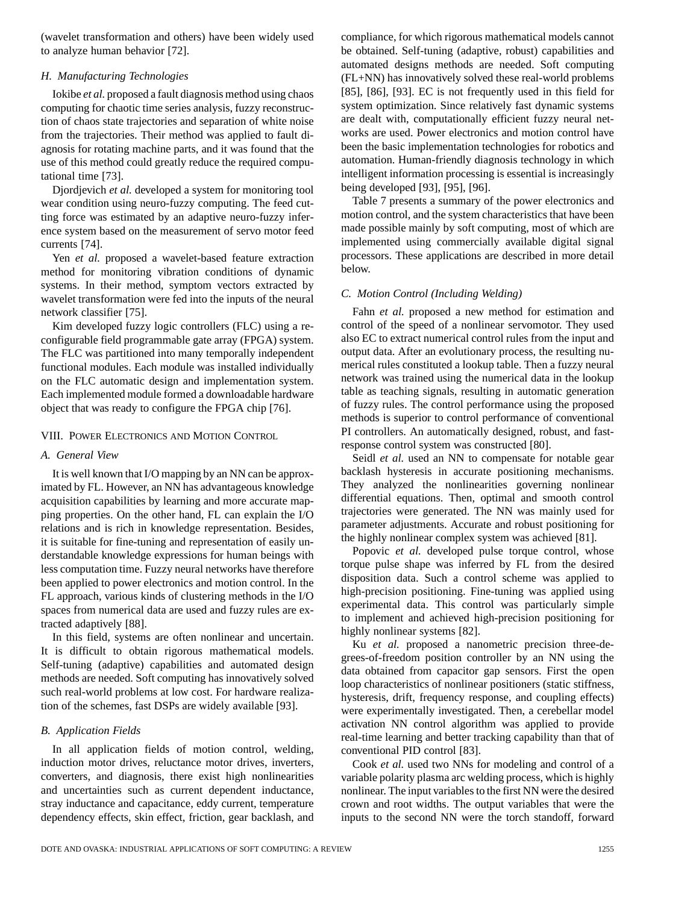(wavelet transformation and others) have been widely used to analyze human behavior [72].

### H. Manufacturing Technologies

Iokibe *et al.* proposed a fault diagnosis method using chaos computing for chaotic time series analysis, fuzzy reconstruction of chaos state trajectories and separation of white noise from the trajectories. Their method was applied to fault diagnosis for rotating machine parts, and it was found that the use of this method could greatly reduce the required computational time [73].

Djordjevich *et al.* developed a system for monitoring tool wear condition using neuro-fuzzy computing. The feed cutting force was estimated by an adaptive neuro-fuzzy inference system based on the measurement of servo motor feed currents [74].

Yen *et al.* proposed a wavelet-based feature extraction method for monitoring vibration conditions of dynamic systems. In their method, symptom vectors extracted by wavelet transformation were fed into the inputs of the neural network classifier [75].

Kim developed fuzzy logic controllers (FLC) using a reconfigurable field programmable gate array (FPGA) system. The FLC was partitioned into many temporally independent functional modules. Each module was installed individually on the FLC automatic design and implementation system. Each implemented module formed a downloadable hardware object that was ready to configure the FPGA chip [76].

## VIII. Power Electronics and Motion Control

### A. General View

It is well known that I/O mapping by an NN can be approximated by FL. However, an NN has advantageous knowledge acquisition capabilities by learning and more accurate mapping properties. On the other hand, FL can explain the I/O relations and is rich in knowledge representation. Besides, it is suitable for fine-tuning and representation of easily understandable knowledge expressions for human beings with less computation time. Fuzzy neural networks have therefore been applied to power electronics and motion control. In the FL approach, various kinds of clustering methods in the I/O spaces from numerical data are used and fuzzy rules are extracted adaptively [88].

In this field, systems are often nonlinear and uncertain. It is difficult to obtain rigorous mathematical models. Self-tuning (adaptive) capabilities and automated design methods are needed. Soft computing has innovatively solved such real-world problems at low cost. For hardware realization of the schemes, fast DSPs are widely available [93].

### B. Application Fields

In all application fields of motion control, welding, induction motor drives, reluctance motor drives, inverters, converters, and diagnosis, there exist high nonlinearities and uncertainties such as current dependent inductance, stray inductance and capacitance, eddy current, temperature dependency effects, skin effect, friction, gear backlash, and compliance, for which rigorous mathematical models cannot be obtained. Self-tuning (adaptive, robust) capabilities and automated designs methods are needed. Soft computing (FL+NN) has innovatively solved these real-world problems [85], [86], [93]. EC is not frequently used in this field for system optimization. Since relatively fast dynamic systems are dealt with, computationally efficient fuzzy neural networks are used. Power electronics and motion control have been the basic implementation technologies for robotics and automation. Human-friendly diagnosis technology in which intelligent information processing is essential is increasingly being developed [93], [95], [96].

Table 7 presents a summary of the power electronics and motion control, and the system characteristics that have been made possible mainly by soft computing, most of which are implemented using commercially available digital signal processors. These applications are described in more detail below.

### C. Motion Control (Including Welding)

Fahn *et al.* proposed a new method for estimation and control of the speed of a nonlinear servomotor. They used also EC to extract numerical control rules from the input and output data. After an evolutionary process, the resulting numerical rules constituted a lookup table. Then a fuzzy neural network was trained using the numerical data in the lookup table as teaching signals, resulting in automatic generation of fuzzy rules. The control performance using the proposed methods is superior to control performance of conventional PI controllers. An automatically designed, robust, and fast-response control system was constructed [80].

Seidl *et al.* used an NN to compensate for notable gear backlash hysteresis in accurate positioning mechanisms. They analyzed the nonlinearities governing nonlinear differential equations. Then, optimal and smooth control trajectories were generated. The NN was mainly used for parameter adjustments. Accurate and robust positioning for the highly nonlinear complex system was achieved [81].

Popovic *et al.* developed pulse torque control, whose torque pulse shape was inferred by FL from the desired disposition data. Such a control scheme was applied to high-precision positioning. Fine-tuning was applied using experimental data. This control was particularly simple to implement and achieved high-precision positioning for highly nonlinear systems [82].

Ku *et al.* proposed a nanometric precision three-degrees-of-freedom position controller by an NN using the data obtained from capacitor gap sensors. First the open loop characteristics of nonlinear positioners (static stiffness, hysteresis, drift, frequency response, and coupling effects) were experimentally investigated. Then, a cerebellar model activation NN control algorithm was applied to provide real-time learning and better tracking capability than that of conventional PID control [83].

Cook *et al.* used two NNs for modeling and control of a variable polarity plasma arc welding process, which is highly nonlinear. The input variables to the first NN were the desired crown and root widths. The output variables that were the inputs to the second NN were the torch standoff, forward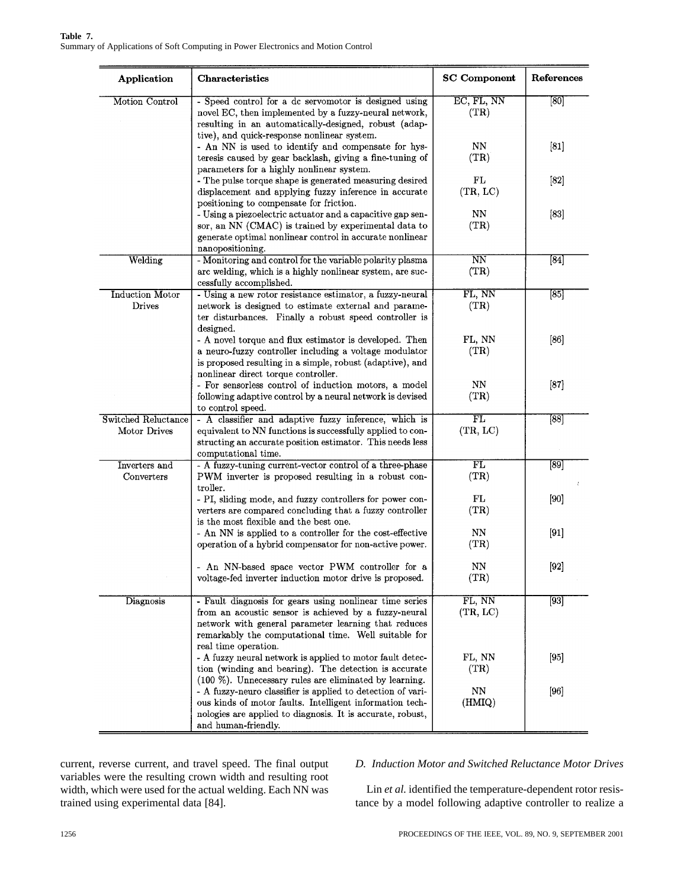**Table 7.**
Summary of Applications of Soft Computing in Power Electronics and Motion Control

| Application | Characteristics | SC Component | References |
|---|---|---|---|
| Motion Control | - Speed control for a dc servomotor is designed using novel EC, then implemented by a fuzzy-neural network, resulting in an automatically-designed, robust (adaptive), and quick-response nonlinear system. | EC, FL, NN (TR) | [80] |
| | - An NN is used to identify and compensate for hysteresis caused by gear backlash, giving a fine-tuning of parameters for a highly nonlinear system. | NN (TR) | [81] |
| | - The pulse torque shape is generated measuring desired displacement and applying fuzzy inference in accurate positioning to compensate for friction. | FL (TR, LC) | [82] |
| | - Using a piezoelectric actuator and a capacitive gap sensor, an NN (CMAC) is trained by experimental data to generate optimal nonlinear control in accurate nonlinear nanopositioning. | NN (TR) | [83] |
| Welding | - Monitoring and control for the variable polarity plasma arc welding, which is a highly nonlinear system, are successfully accomplished. | NN (TR) | [84] |
| Induction Motor Drives | - Using a new rotor resistance estimator, a fuzzy-neural network is designed to estimate external and parameter disturbances. Finally a robust speed controller is designed. | FL, NN (TR) | [85] |
| | - A novel torque and flux estimator is developed. Then a neuro-fuzzy controller including a voltage modulator is proposed resulting in a simple, robust (adaptive), and nonlinear direct torque controller. | FL, NN (TR) | [86] |
| | - For sensorless control of induction motors, a model following adaptive control by a neural network is devised to control speed. | NN (TR) | [87] |
| Switched Reluctance Motor Drives | - A classifier and adaptive fuzzy inference, which is equivalent to NN functions is successfully applied to constructing an accurate position estimator. This needs less computational time. | FL (TR, LC) | [88] |
| Inverters and Converters | - A fuzzy-tuning current-vector control of a three-phase PWM inverter is proposed resulting in a robust controller. | FL (TR) | [89] |
| | - PI, sliding mode, and fuzzy controllers for power converters are compared concluding that a fuzzy controller is the most flexible and the best one. | FL (TR) | [90] |
| | - An NN is applied to a controller for the cost-effective operation of a hybrid compensator for non-active power. | NN (TR) | [91] |
| | - An NN-based space vector PWM controller for a voltage-fed inverter induction motor drive is proposed. | NN (TR) | [92] |
| Diagnosis | - Fault diagnosis for gears using nonlinear time series from an acoustic sensor is achieved by a fuzzy-neural network with general parameter learning that reduces remarkably the computational time. Well suitable for real time operation. | FL, NN (TR, LC) | [93] |
| | - A fuzzy neural network is applied to motor fault detection (winding and bearing). The detection is accurate (100 %). Unnecessary rules are eliminated by learning. | FL, NN (TR) | [95] |
| | - A fuzzy-neuro classifier is applied to detection of various kinds of motor faults. Intelligent information technologies are applied to diagnosis. It is accurate, robust, and human-friendly. | NN (HMIQ) | [96] |

current, reverse current, and travel speed. The final output variables were the resulting crown width and resulting root width, which were used for the actual welding. Each NN was trained using experimental data [84].

### *D. Induction Motor and Switched Reluctance Motor Drives*

Lin *et al.* identified the temperature-dependent rotor resistance by a model following adaptive controller to realize a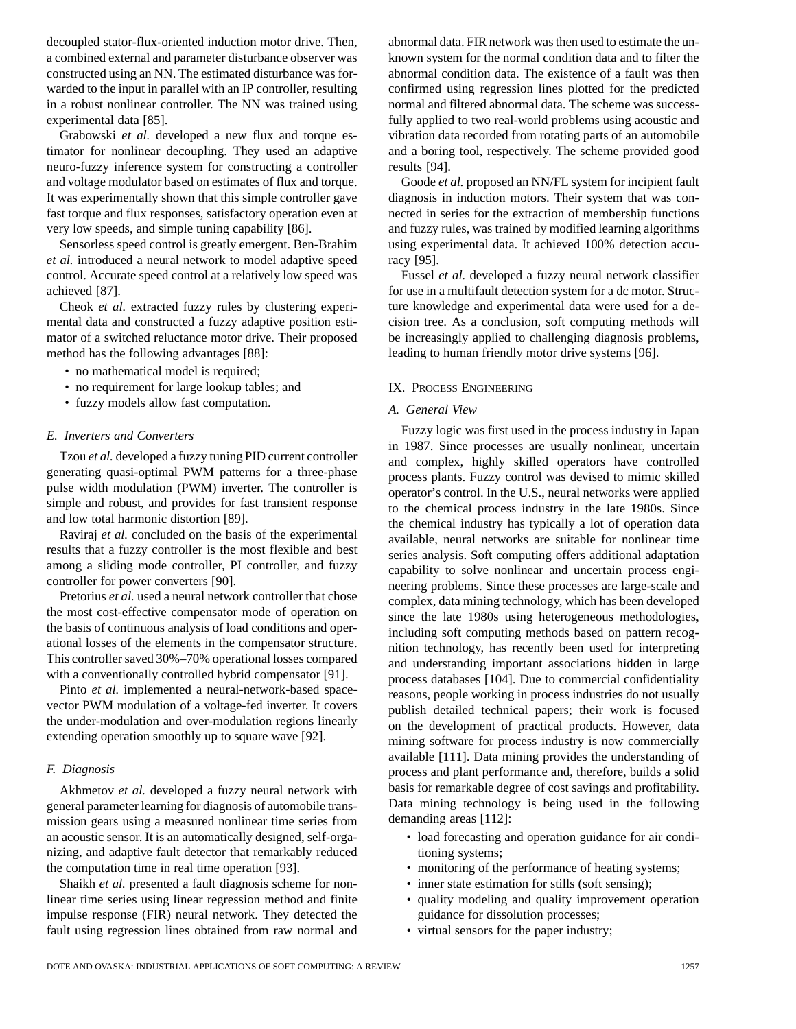decoupled stator-flux-oriented induction motor drive. Then, a combined external and parameter disturbance observer was constructed using an NN. The estimated disturbance was forwarded to the input in parallel with an IP controller, resulting in a robust nonlinear controller. The NN was trained using experimental data [85].

Grabowski *et al.* developed a new flux and torque estimator for nonlinear decoupling. They used an adaptive neuro-fuzzy inference system for constructing a controller and voltage modulator based on estimates of flux and torque. It was experimentally shown that this simple controller gave fast torque and flux responses, satisfactory operation even at very low speeds, and simple tuning capability [86].

Sensorless speed control is greatly emergent. Ben-Brahim *et al.* introduced a neural network to model adaptive speed control. Accurate speed control at a relatively low speed was achieved [87].

Cheok *et al.* extracted fuzzy rules by clustering experimental data and constructed a fuzzy adaptive position estimator of a switched reluctance motor drive. Their proposed method has the following advantages [88]:

- no mathematical model is required;
- no requirement for large lookup tables; and
- fuzzy models allow fast computation.

### *E. Inverters and Converters*

Tzou *et al.* developed a fuzzy tuning PID current controller generating quasi-optimal PWM patterns for a three-phase pulse width modulation (PWM) inverter. The controller is simple and robust, and provides for fast transient response and low total harmonic distortion [89].

Raviraj *et al.* concluded on the basis of the experimental results that a fuzzy controller is the most flexible and best among a sliding mode controller, PI controller, and fuzzy controller for power converters [90].

Pretorius *et al.* used a neural network controller that chose the most cost-effective compensator mode of operation on the basis of continuous analysis of load conditions and operational losses of the elements in the compensator structure. This controller saved 30%–70% operational losses compared with a conventionally controlled hybrid compensator [91].

Pinto *et al.* implemented a neural-network-based space-vector PWM modulation of a voltage-fed inverter. It covers the under-modulation and over-modulation regions linearly extending operation smoothly up to square wave [92].

### *F. Diagnosis*

Akhmetov *et al.* developed a fuzzy neural network with general parameter learning for diagnosis of automobile transmission gears using a measured nonlinear time series from an acoustic sensor. It is an automatically designed, self-organizing, and adaptive fault detector that remarkably reduced the computation time in real time operation [93].

Shaikh *et al.* presented a fault diagnosis scheme for nonlinear time series using linear regression method and finite impulse response (FIR) neural network. They detected the fault using regression lines obtained from raw normal and abnormal data. FIR network was then used to estimate the unknown system for the normal condition data and to filter the abnormal condition data. The existence of a fault was then confirmed using regression lines plotted for the predicted normal and filtered abnormal data. The scheme was successfully applied to two real-world problems using acoustic and vibration data recorded from rotating parts of an automobile and a boring tool, respectively. The scheme provided good results [94].

Goode *et al.* proposed an NN/FL system for incipient fault diagnosis in induction motors. Their system that was connected in series for the extraction of membership functions and fuzzy rules, was trained by modified learning algorithms using experimental data. It achieved 100% detection accuracy [95].

Fussel *et al.* developed a fuzzy neural network classifier for use in a multifault detection system for a dc motor. Structure knowledge and experimental data were used for a decision tree. As a conclusion, soft computing methods will be increasingly applied to challenging diagnosis problems, leading to human friendly motor drive systems [96].

## IX. Process Engineering

### *A. General View*

Fuzzy logic was first used in the process industry in Japan in 1987. Since processes are usually nonlinear, uncertain and complex, highly skilled operators have controlled process plants. Fuzzy control was devised to mimic skilled operator's control. In the U.S., neural networks were applied to the chemical process industry in the late 1980s. Since the chemical industry has typically a lot of operation data available, neural networks are suitable for nonlinear time series analysis. Soft computing offers additional adaptation capability to solve nonlinear and uncertain process engineering problems. Since these processes are large-scale and complex, data mining technology, which has been developed since the late 1980s using heterogeneous methodologies, including soft computing methods based on pattern recognition technology, has recently been used for interpreting and understanding important associations hidden in large process databases [104]. Due to commercial confidentiality reasons, people working in process industries do not usually publish detailed technical papers; their work is focused on the development of practical products. However, data mining software for process industry is now commercially available [111]. Data mining provides the understanding of process and plant performance and, therefore, builds a solid basis for remarkable degree of cost savings and profitability. Data mining technology is being used in the following demanding areas [112]:

- load forecasting and operation guidance for air conditioning systems;
- monitoring of the performance of heating systems;
- inner state estimation for stills (soft sensing);
- quality modeling and quality improvement operation guidance for dissolution processes;
- virtual sensors for the paper industry;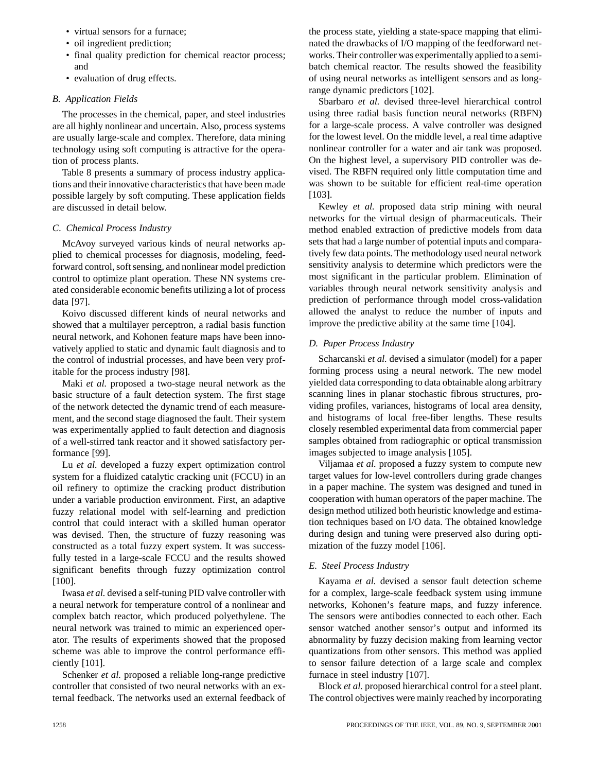- virtual sensors for a furnace;
- oil ingredient prediction;
- final quality prediction for chemical reactor process; and
- evaluation of drug effects.

### B. Application Fields

The processes in the chemical, paper, and steel industries are all highly nonlinear and uncertain. Also, process systems are usually large-scale and complex. Therefore, data mining technology using soft computing is attractive for the operation of process plants.

Table 8 presents a summary of process industry applications and their innovative characteristics that have been made possible largely by soft computing. These application fields are discussed in detail below.

### C. Chemical Process Industry

McAvoy surveyed various kinds of neural networks applied to chemical processes for diagnosis, modeling, feedforward control, soft sensing, and nonlinear model prediction control to optimize plant operation. These NN systems created considerable economic benefits utilizing a lot of process data [97].

Koivo discussed different kinds of neural networks and showed that a multilayer perceptron, a radial basis function neural network, and Kohonen feature maps have been innovatively applied to static and dynamic fault diagnosis and to the control of industrial processes, and have been very profitable for the process industry [98].

Maki *et al.* proposed a two-stage neural network as the basic structure of a fault detection system. The first stage of the network detected the dynamic trend of each measurement, and the second stage diagnosed the fault. Their system was experimentally applied to fault detection and diagnosis of a well-stirred tank reactor and it showed satisfactory performance [99].

Lu *et al.* developed a fuzzy expert optimization control system for a fluidized catalytic cracking unit (FCCU) in an oil refinery to optimize the cracking product distribution under a variable production environment. First, an adaptive fuzzy relational model with self-learning and prediction control that could interact with a skilled human operator was devised. Then, the structure of fuzzy reasoning was constructed as a total fuzzy expert system. It was successfully tested in a large-scale FCCU and the results showed significant benefits through fuzzy optimization control [100].

Iwasa *et al.* devised a self-tuning PID valve controller with a neural network for temperature control of a nonlinear and complex batch reactor, which produced polyethylene. The neural network was trained to mimic an experienced operator. The results of experiments showed that the proposed scheme was able to improve the control performance efficiently [101].

Schenker *et al.* proposed a reliable long-range predictive controller that consisted of two neural networks with an external feedback. The networks used an external feedback of the process state, yielding a state-space mapping that eliminated the drawbacks of I/O mapping of the feedforward networks. Their controller was experimentally applied to a semibatch chemical reactor. The results showed the feasibility of using neural networks as intelligent sensors and as long-range dynamic predictors [102].

Sbarbaro *et al.* devised three-level hierarchical control using three radial basis function neural networks (RBFN) for a large-scale process. A valve controller was designed for the lowest level. On the middle level, a real time adaptive nonlinear controller for a water and air tank was proposed. On the highest level, a supervisory PID controller was devised. The RBFN required only little computation time and was shown to be suitable for efficient real-time operation [103].

Kewley *et al.* proposed data strip mining with neural networks for the virtual design of pharmaceuticals. Their method enabled extraction of predictive models from data sets that had a large number of potential inputs and comparatively few data points. The methodology used neural network sensitivity analysis to determine which predictors were the most significant in the particular problem. Elimination of variables through neural network sensitivity analysis and prediction of performance through model cross-validation allowed the analyst to reduce the number of inputs and improve the predictive ability at the same time [104].

### D. Paper Process Industry

Scharcanski *et al.* devised a simulator (model) for a paper forming process using a neural network. The new model yielded data corresponding to data obtainable along arbitrary scanning lines in planar stochastic fibrous structures, providing profiles, variances, histograms of local area density, and histograms of local free-fiber lengths. These results closely resembled experimental data from commercial paper samples obtained from radiographic or optical transmission images subjected to image analysis [105].

Viljamaa *et al.* proposed a fuzzy system to compute new target values for low-level controllers during grade changes in a paper machine. The system was designed and tuned in cooperation with human operators of the paper machine. The design method utilized both heuristic knowledge and estimation techniques based on I/O data. The obtained knowledge during design and tuning were preserved also during optimization of the fuzzy model [106].

### E. Steel Process Industry

Kayama *et al.* devised a sensor fault detection scheme for a complex, large-scale feedback system using immune networks, Kohonen's feature maps, and fuzzy inference. The sensors were antibodies connected to each other. Each sensor watched another sensor's output and informed its abnormality by fuzzy decision making from learning vector quantizations from other sensors. This method was applied to sensor failure detection of a large scale and complex furnace in steel industry [107].

Block *et al.* proposed hierarchical control for a steel plant. The control objectives were mainly reached by incorporating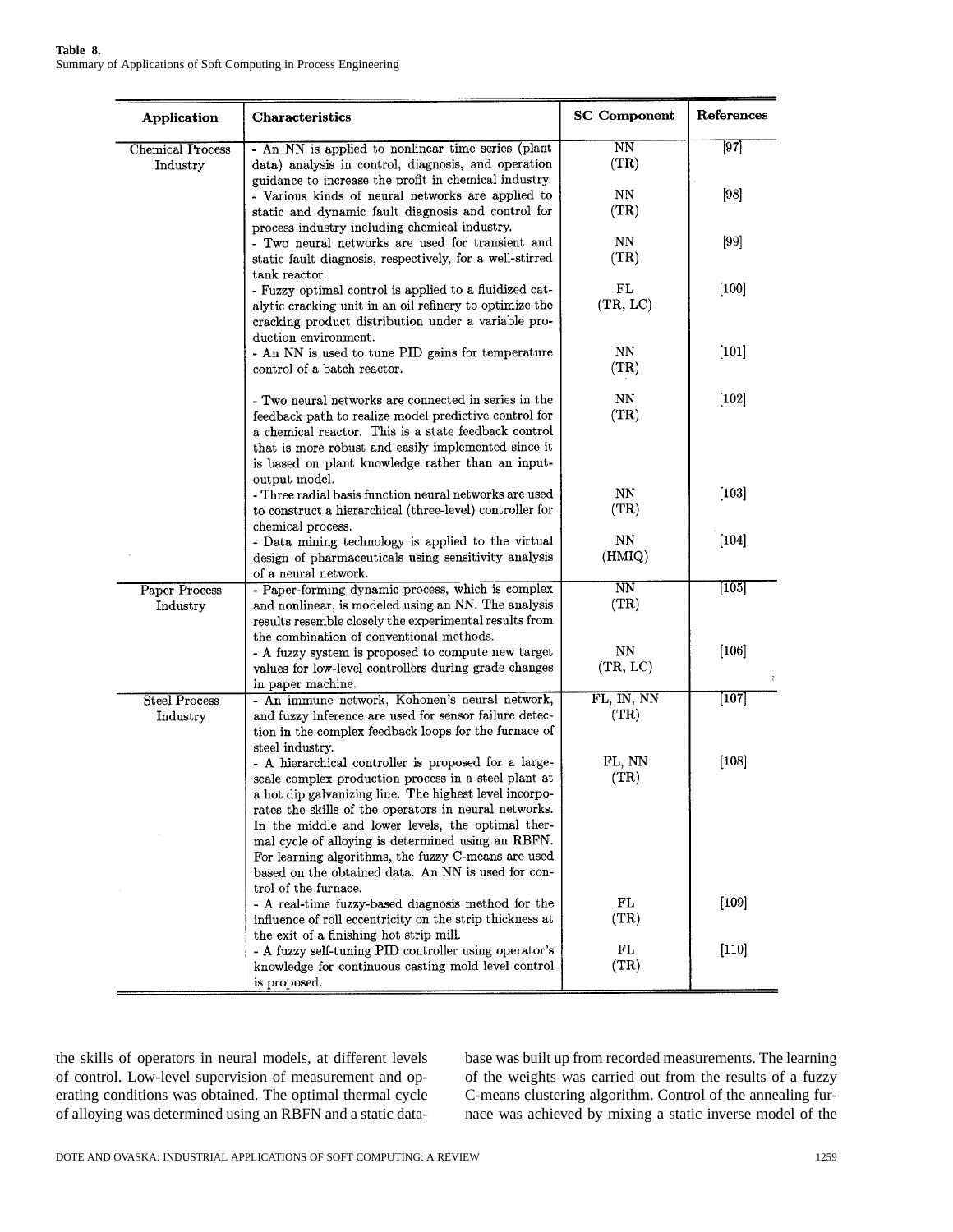**Table 8.**
Summary of Applications of Soft Computing in Process Engineering

| Application | Characteristics | SC Component | References |
|---|---|---|---|
| Chemical Process Industry | - An NN is applied to nonlinear time series (plant data) analysis in control, diagnosis, and operation guidance to increase the profit in chemical industry. | NN (TR) | [97] |
| | - Various kinds of neural networks are applied to static and dynamic fault diagnosis and control for process industry including chemical industry. | NN (TR) | [98] |
| | - Two neural networks are used for transient and static fault diagnosis, respectively, for a well-stirred tank reactor. | NN (TR) | [99] |
| | - Fuzzy optimal control is applied to a fluidized catalytic cracking unit in an oil refinery to optimize the cracking product distribution under a variable production environment. | FL (TR, LC) | [100] |
| | - An NN is used to tune PID gains for temperature control of a batch reactor. | NN (TR) | [101] |
| | - Two neural networks are connected in series in the feedback path to realize model predictive control for a chemical reactor. This is a state feedback control that is more robust and easily implemented since it is based on plant knowledge rather than an input-output model. | NN (TR) | [102] |
| | - Three radial basis function neural networks are used to construct a hierarchical (three-level) controller for chemical process. | NN (TR) | [103] |
| | - Data mining technology is applied to the virtual design of pharmaceuticals using sensitivity analysis of a neural network. | NN (HMIQ) | [104] |
| Paper Process Industry | - Paper-forming dynamic process, which is complex and nonlinear, is modeled using an NN. The analysis results resemble closely the experimental results from the combination of conventional methods. | NN (TR) | [105] |
| | - A fuzzy system is proposed to compute new target values for low-level controllers during grade changes in paper machine. | NN (TR, LC) | [106] |
| Steel Process Industry | - An immune network, Kohonen's neural network, and fuzzy inference are used for sensor failure detection in the complex feedback loops for the furnace of steel industry. | FL, IN, NN (TR) | [107] |
| | - A hierarchical controller is proposed for a large-scale complex production process in a steel plant at a hot dip galvanizing line. The highest level incorporates the skills of the operators in neural networks. In the middle and lower levels, the optimal thermal cycle of alloying is determined using an RBFN. For learning algorithms, the fuzzy C-means are used based on the obtained data. An NN is used for control of the furnace. | FL, NN (TR) | [108] |
| | - A real-time fuzzy-based diagnosis method for the influence of roll eccentricity on the strip thickness at the exit of a finishing hot strip mill. | FL (TR) | [109] |
| | - A fuzzy self-tuning PID controller using operator's knowledge for continuous casting mold level control is proposed. | FL (TR) | [110] |

the skills of operators in neural models, at different levels of control. Low-level supervision of measurement and operating conditions was obtained. The optimal thermal cycle of alloying was determined using an RBFN and a static database was built up from recorded measurements. The learning of the weights was carried out from the results of a fuzzy C-means clustering algorithm. Control of the annealing furnace was achieved by mixing a static inverse model of the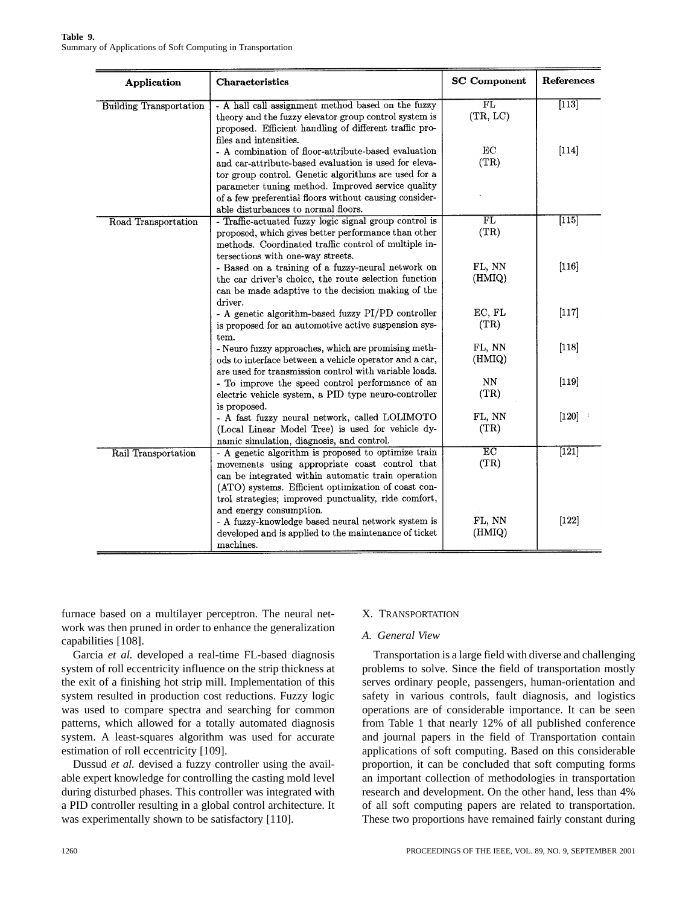**Table 9.**
Summary of Applications of Soft Computing in Transportation

| Application | Characteristics | SC Component | References |
|---|---|---|---|
| Building Transportation | - A hall call assignment method based on the fuzzy theory and the fuzzy elevator group control system is proposed. Efficient handling of different traffic profiles and intensities. | FL (TR, LC) | [113] |
| | - A combination of floor-attribute-based evaluation and car-attribute-based evaluation is used for elevator group control. Genetic algorithms are used for a parameter tuning method. Improved service quality of a few preferential floors without causing considerable disturbances to normal floors. | EC (TR) | [114] |
| Road Transportation | - Traffic-actuated fuzzy logic signal group control is proposed, which gives better performance than other methods. Coordinated traffic control of multiple intersections with one-way streets. | FL (TR) | [115] |
| | - Based on a training of a fuzzy-neural network on the car driver's choice, the route selection function can be made adaptive to the decision making of the driver. | FL, NN (HMIQ) | [116] |
| | - A genetic algorithm-based fuzzy PI/PD controller is proposed for an automotive active suspension system. | EC, FL (TR) | [117] |
| | - Neuro fuzzy approaches, which are promising methods to interface between a vehicle operator and a car, are used for transmission control with variable loads. | FL, NN (HMIQ) | [118] |
| | - To improve the speed control performance of an electric vehicle system, a PID type neuro-controller is proposed. | NN (TR) | [119] |
| | - A fast fuzzy neural network, called LOLIMOTO (Local Linear Model Tree) is used for vehicle dynamic simulation, diagnosis, and control. | FL, NN (TR) | [120] |
| Rail Transportation | - A genetic algorithm is proposed to optimize train movements using appropriate coast control that can be integrated within automatic train operation (ATO) systems. Efficient optimization of coast control strategies; improved punctuality, ride comfort, and energy consumption. | EC (TR) | [121] |
| | - A fuzzy-knowledge based neural network system is developed and is applied to the maintenance of ticket machines. | FL, NN (HMIQ) | [122] |

furnace based on a multilayer perceptron. The neural network was then pruned in order to enhance the generalization capabilities [108].

Garcia *et al.* developed a real-time FL-based diagnosis system of roll eccentricity influence on the strip thickness at the exit of a finishing hot strip mill. Implementation of this system resulted in production cost reductions. Fuzzy logic was used to compare spectra and searching for common patterns, which allowed for a totally automated diagnosis system. A least-squares algorithm was used for accurate estimation of roll eccentricity [109].

Dussud *et al.* devised a fuzzy controller using the available expert knowledge for controlling the casting mold level during disturbed phases. This controller was integrated with a PID controller resulting in a global control architecture. It was experimentally shown to be satisfactory [110].

## X. Transportation

### A. General View

Transportation is a large field with diverse and challenging problems to solve. Since the field of transportation mostly serves ordinary people, passengers, human-orientation and safety in various controls, fault diagnosis, and logistics operations are of considerable importance. It can be seen from Table 1 that nearly 12% of all published conference and journal papers in the field of Transportation contain applications of soft computing. Based on this considerable proportion, it can be concluded that soft computing forms an important collection of methodologies in transportation research and development. On the other hand, less than 4% of all soft computing papers are related to transportation. These two proportions have remained fairly constant during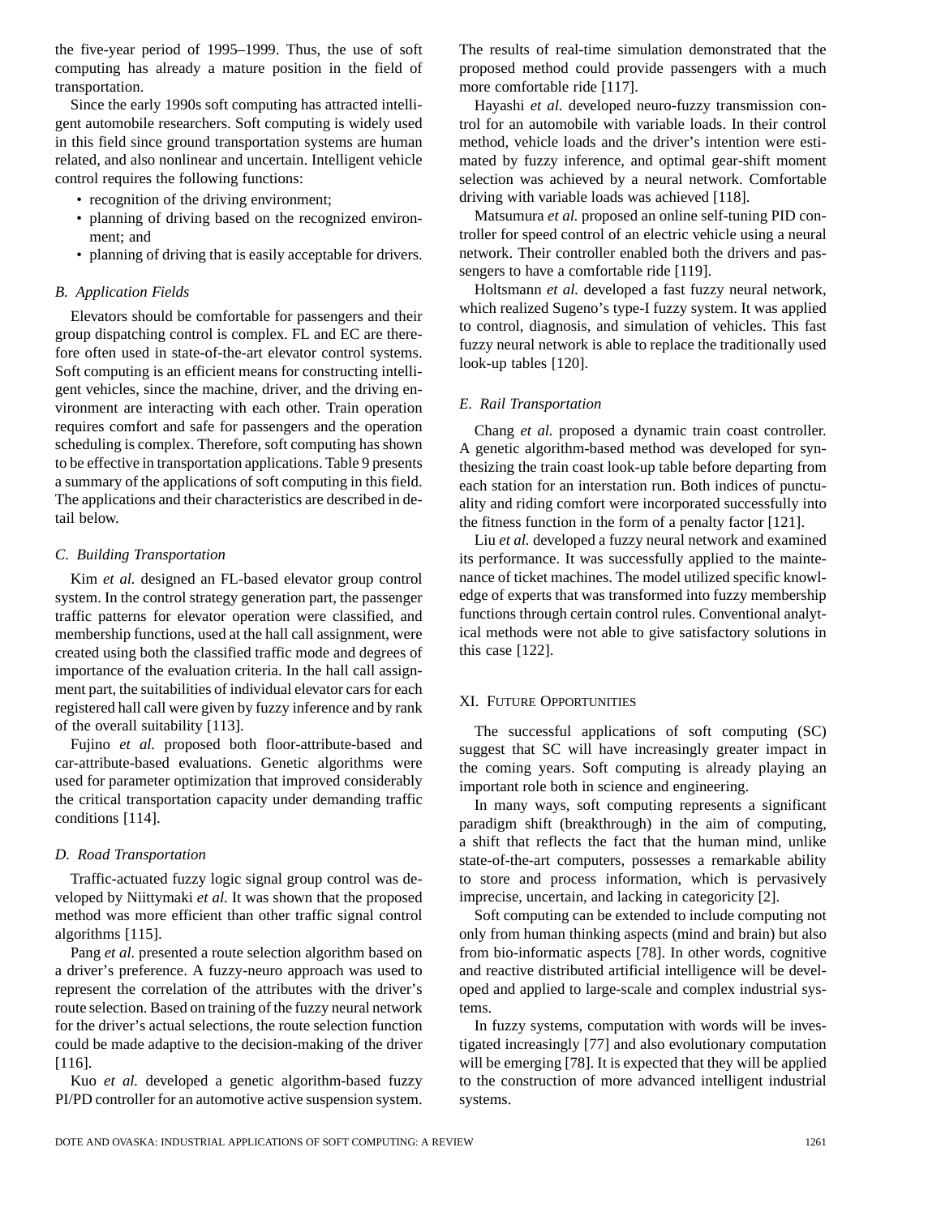the five-year period of 1995–1999. Thus, the use of soft computing has already a mature position in the field of transportation.

Since the early 1990s soft computing has attracted intelligent automobile researchers. Soft computing is widely used in this field since ground transportation systems are human related, and also nonlinear and uncertain. Intelligent vehicle control requires the following functions:

- recognition of the driving environment;
- planning of driving based on the recognized environment; and
- planning of driving that is easily acceptable for drivers.

### *B. Application Fields*

Elevators should be comfortable for passengers and their group dispatching control is complex. FL and EC are therefore often used in state-of-the-art elevator control systems. Soft computing is an efficient means for constructing intelligent vehicles, since the machine, driver, and the driving environment are interacting with each other. Train operation requires comfort and safe for passengers and the operation scheduling is complex. Therefore, soft computing has shown to be effective in transportation applications. Table 9 presents a summary of the applications of soft computing in this field. The applications and their characteristics are described in detail below.

### *C. Building Transportation*

Kim *et al.* designed an FL-based elevator group control system. In the control strategy generation part, the passenger traffic patterns for elevator operation were classified, and membership functions, used at the hall call assignment, were created using both the classified traffic mode and degrees of importance of the evaluation criteria. In the hall call assignment part, the suitabilities of individual elevator cars for each registered hall call were given by fuzzy inference and by rank of the overall suitability [113].

Fujino *et al.* proposed both floor-attribute-based and car-attribute-based evaluations. Genetic algorithms were used for parameter optimization that improved considerably the critical transportation capacity under demanding traffic conditions [114].

### *D. Road Transportation*

Traffic-actuated fuzzy logic signal group control was developed by Niittymaki *et al.* It was shown that the proposed method was more efficient than other traffic signal control algorithms [115].

Pang *et al.* presented a route selection algorithm based on a driver's preference. A fuzzy-neuro approach was used to represent the correlation of the attributes with the driver's route selection. Based on training of the fuzzy neural network for the driver's actual selections, the route selection function could be made adaptive to the decision-making of the driver [116].

Kuo *et al.* developed a genetic algorithm-based fuzzy PI/PD controller for an automotive active suspension system. The results of real-time simulation demonstrated that the proposed method could provide passengers with a much more comfortable ride [117].

Hayashi *et al.* developed neuro-fuzzy transmission control for an automobile with variable loads. In their control method, vehicle loads and the driver's intention were estimated by fuzzy inference, and optimal gear-shift moment selection was achieved by a neural network. Comfortable driving with variable loads was achieved [118].

Matsumura *et al.* proposed an online self-tuning PID controller for speed control of an electric vehicle using a neural network. Their controller enabled both the drivers and passengers to have a comfortable ride [119].

Holtsmann *et al.* developed a fast fuzzy neural network, which realized Sugeno's type-I fuzzy system. It was applied to control, diagnosis, and simulation of vehicles. This fast fuzzy neural network is able to replace the traditionally used look-up tables [120].

### *E. Rail Transportation*

Chang *et al.* proposed a dynamic train coast controller. A genetic algorithm-based method was developed for synthesizing the train coast look-up table before departing from each station for an interstation run. Both indices of punctuality and riding comfort were incorporated successfully into the fitness function in the form of a penalty factor [121].

Liu *et al.* developed a fuzzy neural network and examined its performance. It was successfully applied to the maintenance of ticket machines. The model utilized specific knowledge of experts that was transformed into fuzzy membership functions through certain control rules. Conventional analytical methods were not able to give satisfactory solutions in this case [122].

## XI. Future Opportunities

The successful applications of soft computing (SC) suggest that SC will have increasingly greater impact in the coming years. Soft computing is already playing an important role both in science and engineering.

In many ways, soft computing represents a significant paradigm shift (breakthrough) in the aim of computing, a shift that reflects the fact that the human mind, unlike state-of-the-art computers, possesses a remarkable ability to store and process information, which is pervasively imprecise, uncertain, and lacking in categoricity [2].

Soft computing can be extended to include computing not only from human thinking aspects (mind and brain) but also from bio-informatic aspects [78]. In other words, cognitive and reactive distributed artificial intelligence will be developed and applied to large-scale and complex industrial systems.

In fuzzy systems, computation with words will be investigated increasingly [77] and also evolutionary computation will be emerging [78]. It is expected that they will be applied to the construction of more advanced intelligent industrial systems.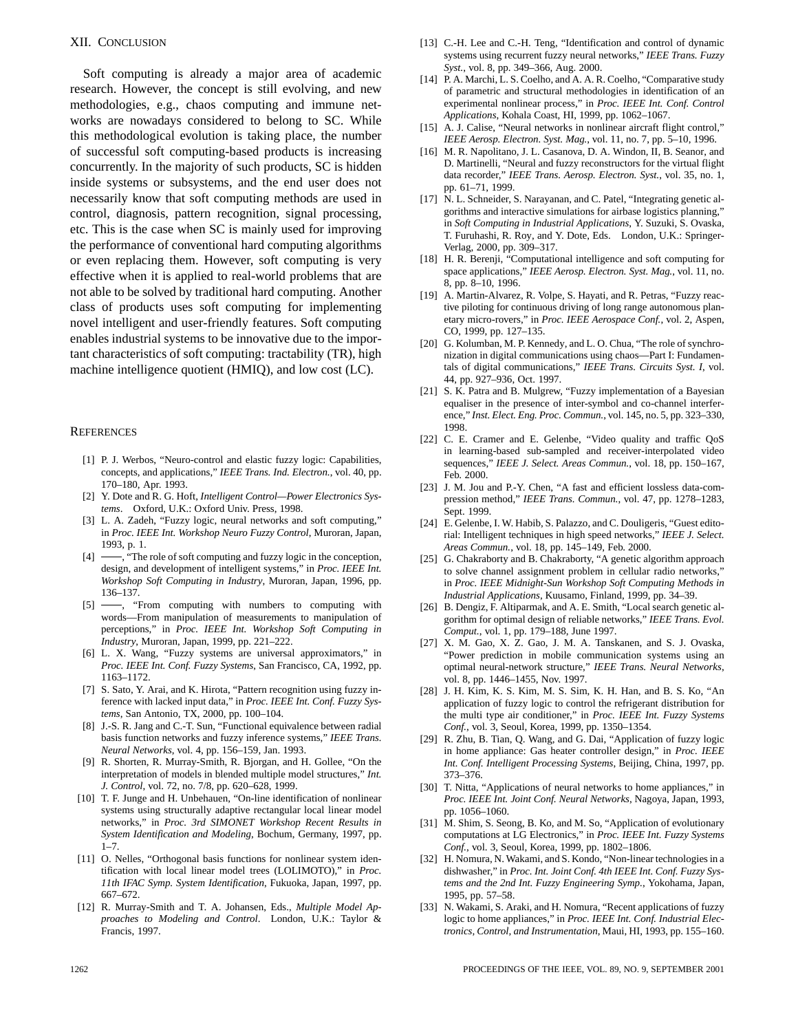## XII. Conclusion

Soft computing is already a major area of academic research. However, the concept is still evolving, and new methodologies, e.g., chaos computing and immune networks are nowadays considered to belong to SC. While this methodological evolution is taking place, the number of successful soft computing-based products is increasing concurrently. In the majority of such products, SC is hidden inside systems or subsystems, and the end user does not necessarily know that soft computing methods are used in control, diagnosis, pattern recognition, signal processing, etc. This is the case when SC is mainly used for improving the performance of conventional hard computing algorithms or even replacing them. However, soft computing is very effective when it is applied to real-world problems that are not able to be solved by traditional hard computing. Another class of products uses soft computing for implementing novel intelligent and user-friendly features. Soft computing enables industrial systems to be innovative due to the important characteristics of soft computing: tractability (TR), high machine intelligence quotient (HMIQ), and low cost (LC).

## References

[1] P. J. Werbos, "Neuro-control and elastic fuzzy logic: Capabilities, concepts, and applications," *IEEE Trans. Ind. Electron.*, vol. 40, pp. 170–180, Apr. 1993.

[2] Y. Dote and R. G. Hoft, *Intelligent Control—Power Electronics Systems*. Oxford, U.K.: Oxford Univ. Press, 1998.

[3] L. A. Zadeh, "Fuzzy logic, neural networks and soft computing," in *Proc. IEEE Int. Workshop Neuro Fuzzy Control*, Muroran, Japan, 1993, p. 1.

[4] ——, "The role of soft computing and fuzzy logic in the conception, design, and development of intelligent systems," in *Proc. IEEE Int. Workshop Soft Computing in Industry*, Muroran, Japan, 1996, pp. 136–137.

[5] ——, "From computing with numbers to computing with words—From manipulation of measurements to manipulation of perceptions," in *Proc. IEEE Int. Workshop Soft Computing in Industry*, Muroran, Japan, 1999, pp. 221–222.

[6] L. X. Wang, "Fuzzy systems are universal approximators," in *Proc. IEEE Int. Conf. Fuzzy Systems*, San Francisco, CA, 1992, pp. 1163–1172.

[7] S. Sato, Y. Arai, and K. Hirota, "Pattern recognition using fuzzy inference with lacked input data," in *Proc. IEEE Int. Conf. Fuzzy Systems*, San Antonio, TX, 2000, pp. 100–104.

[8] J.-S. R. Jang and C.-T. Sun, "Functional equivalence between radial basis function networks and fuzzy inference systems," *IEEE Trans. Neural Networks*, vol. 4, pp. 156–159, Jan. 1993.

[9] R. Shorten, R. Murray-Smith, R. Bjorgan, and H. Gollee, "On the interpretation of models in blended multiple model structures," *Int. J. Control*, vol. 72, no. 7/8, pp. 620–628, 1999.

[10] T. F. Junge and H. Unbehauen, "On-line identification of nonlinear systems using structurally adaptive rectangular local linear model networks," in *Proc. 3rd SIMONET Workshop Recent Results in System Identification and Modeling*, Bochum, Germany, 1997, pp. 1–7.

[11] O. Nelles, "Orthogonal basis functions for nonlinear system identification with local linear model trees (LOLIMOTO)," in *Proc. 11th IFAC Symp. System Identification*, Fukuoka, Japan, 1997, pp. 667–672.

[12] R. Murray-Smith and T. A. Johansen, Eds., *Multiple Model Approaches to Modeling and Control*. London, U.K.: Taylor & Francis, 1997.

[13] C.-H. Lee and C.-H. Teng, "Identification and control of dynamic systems using recurrent fuzzy neural networks," *IEEE Trans. Fuzzy Syst.*, vol. 8, pp. 349–366, Aug. 2000.

[14] P. A. Marchi, L. S. Coelho, and A. A. R. Coelho, "Comparative study of parametric and structural methodologies in identification of an experimental nonlinear process," in *Proc. IEEE Int. Conf. Control Applications*, Kohala Coast, HI, 1999, pp. 1062–1067.

[15] A. J. Calise, "Neural networks in nonlinear aircraft flight control," *IEEE Aerosp. Electron. Syst. Mag.*, vol. 11, no. 7, pp. 5–10, 1996.

[16] M. R. Napolitano, J. L. Casanova, D. A. Windon, II, B. Seanor, and D. Martinelli, "Neural and fuzzy reconstructors for the virtual flight data recorder," *IEEE Trans. Aerosp. Electron. Syst.*, vol. 35, no. 1, pp. 61–71, 1999.

[17] N. L. Schneider, S. Narayanan, and C. Patel, "Integrating genetic algorithms and interactive simulations for airbase logistics planning," in *Soft Computing in Industrial Applications*, Y. Suzuki, S. Ovaska, T. Furuhashi, R. Roy, and Y. Dote, Eds. London, U.K.: Springer-Verlag, 2000, pp. 309–317.

[18] H. R. Berenji, "Computational intelligence and soft computing for space applications," *IEEE Aerosp. Electron. Syst. Mag.*, vol. 11, no. 8, pp. 8–10, 1996.

[19] A. Martin-Alvarez, R. Volpe, S. Hayati, and R. Petras, "Fuzzy reactive piloting for continuous driving of long range autonomous planetary micro-rovers," in *Proc. IEEE Aerospace Conf.*, vol. 2, Aspen, CO, 1999, pp. 127–135.

[20] G. Kolumban, M. P. Kennedy, and L. O. Chua, "The role of synchronization in digital communications using chaos—Part I: Fundamentals of digital communications," *IEEE Trans. Circuits Syst. I*, vol. 44, pp. 927–936, Oct. 1997.

[21] S. K. Patra and B. Mulgrew, "Fuzzy implementation of a Bayesian equaliser in the presence of inter-symbol and co-channel interference," *Inst. Elect. Eng. Proc. Commun.*, vol. 145, no. 5, pp. 323–330, 1998.

[22] C. E. Cramer and E. Gelenbe, "Video quality and traffic QoS in learning-based sub-sampled and receiver-interpolated video sequences," *IEEE J. Select. Areas Commun.*, vol. 18, pp. 150–167, Feb. 2000.

[23] J. M. Jou and P.-Y. Chen, "A fast and efficient lossless data-compression method," *IEEE Trans. Commun.*, vol. 47, pp. 1278–1283, Sept. 1999.

[24] E. Gelenbe, I. W. Habib, S. Palazzo, and C. Douligeris, "Guest editorial: Intelligent techniques in high speed networks," *IEEE J. Select. Areas Commun.*, vol. 18, pp. 145–149, Feb. 2000.

[25] G. Chakraborty and B. Chakraborty, "A genetic algorithm approach to solve channel assignment problem in cellular radio networks," in *Proc. IEEE Midnight-Sun Workshop Soft Computing Methods in Industrial Applications*, Kuusamo, Finland, 1999, pp. 34–39.

[26] B. Dengiz, F. Altiparmak, and A. E. Smith, "Local search genetic algorithm for optimal design of reliable networks," *IEEE Trans. Evol. Comput.*, vol. 1, pp. 179–188, June 1997.

[27] X. M. Gao, X. Z. Gao, J. M. A. Tanskanen, and S. J. Ovaska, "Power prediction in mobile communication systems using an optimal neural-network structure," *IEEE Trans. Neural Networks*, vol. 8, pp. 1446–1455, Nov. 1997.

[28] J. H. Kim, K. S. Kim, M. S. Sim, K. H. Han, and B. S. Ko, "An application of fuzzy logic to control the refrigerant distribution for the multi type air conditioner," in *Proc. IEEE Int. Fuzzy Systems Conf.*, vol. 3, Seoul, Korea, 1999, pp. 1350–1354.

[29] R. Zhu, B. Tian, Q. Wang, and G. Dai, "Application of fuzzy logic in home appliance: Gas heater controller design," in *Proc. IEEE Int. Conf. Intelligent Processing Systems*, Beijing, China, 1997, pp. 373–376.

[30] T. Nitta, "Applications of neural networks to home appliances," in *Proc. IEEE Int. Joint Conf. Neural Networks*, Nagoya, Japan, 1993, pp. 1056–1060.

[31] M. Shim, S. Seong, B. Ko, and M. So, "Application of evolutionary computations at LG Electronics," in *Proc. IEEE Int. Fuzzy Systems Conf.*, vol. 3, Seoul, Korea, 1999, pp. 1802–1806.

[32] H. Nomura, N. Wakami, and S. Kondo, "Non-linear technologies in a dishwasher," in *Proc. Int. Joint Conf. 4th IEEE Int. Conf. Fuzzy Systems and the 2nd Int. Fuzzy Engineering Symp.*, Yokohama, Japan, 1995, pp. 57–58.

[33] N. Wakami, S. Araki, and H. Nomura, "Recent applications of fuzzy logic to home appliances," in *Proc. IEEE Int. Conf. Industrial Electronics, Control, and Instrumentation*, Maui, HI, 1993, pp. 155–160.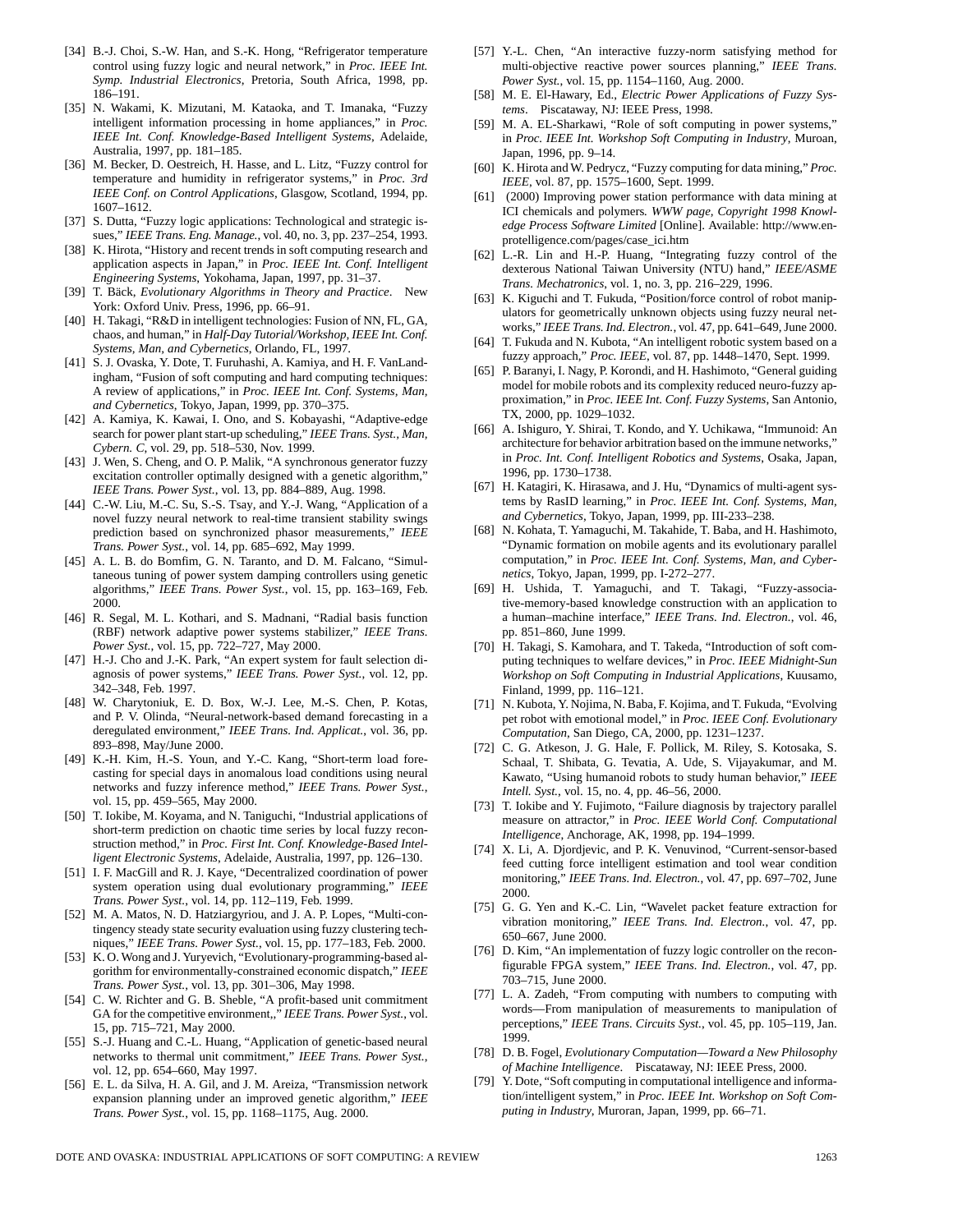[34] B.-J. Choi, S.-W. Han, and S.-K. Hong, "Refrigerator temperature control using fuzzy logic and neural network," in *Proc. IEEE Int. Symp. Industrial Electronics*, Pretoria, South Africa, 1998, pp. 186–191.

[35] N. Wakami, K. Mizutani, M. Kataoka, and T. Imanaka, "Fuzzy intelligent information processing in home appliances," in *Proc. IEEE Int. Conf. Knowledge-Based Intelligent Systems*, Adelaide, Australia, 1997, pp. 181–185.

[36] M. Becker, D. Oestreich, H. Hasse, and L. Litz, "Fuzzy control for temperature and humidity in refrigerator systems," in *Proc. 3rd IEEE Conf. on Control Applications*, Glasgow, Scotland, 1994, pp. 1607–1612.

[37] S. Dutta, "Fuzzy logic applications: Technological and strategic issues," *IEEE Trans. Eng. Manage.*, vol. 40, no. 3, pp. 237–254, 1993.

[38] K. Hirota, "History and recent trends in soft computing research and application aspects in Japan," in *Proc. IEEE Int. Conf. Intelligent Engineering Systems*, Yokohama, Japan, 1997, pp. 31–37.

[39] T. Bäck, *Evolutionary Algorithms in Theory and Practice*. New York: Oxford Univ. Press, 1996, pp. 66–91.

[40] H. Takagi, "R&D in intelligent technologies: Fusion of NN, FL, GA, chaos, and human," in *Half-Day Tutorial/Workshop, IEEE Int. Conf. Systems, Man, and Cybernetics*, Orlando, FL, 1997.

[41] S. J. Ovaska, Y. Dote, T. Furuhashi, A. Kamiya, and H. F. VanLandingham, "Fusion of soft computing and hard computing techniques: A review of applications," in *Proc. IEEE Int. Conf. Systems, Man, and Cybernetics*, Tokyo, Japan, 1999, pp. 370–375.

[42] A. Kamiya, K. Kawai, I. Ono, and S. Kobayashi, "Adaptive-edge search for power plant start-up scheduling," *IEEE Trans. Syst., Man, Cybern. C*, vol. 29, pp. 518–530, Nov. 1999.

[43] J. Wen, S. Cheng, and O. P. Malik, "A synchronous generator fuzzy excitation controller optimally designed with a genetic algorithm," *IEEE Trans. Power Syst.*, vol. 13, pp. 884–889, Aug. 1998.

[44] C.-W. Liu, M.-C. Su, S.-S. Tsay, and Y.-J. Wang, "Application of a novel fuzzy neural network to real-time transient stability swings prediction based on synchronized phasor measurements," *IEEE Trans. Power Syst.*, vol. 14, pp. 685–692, May 1999.

[45] A. L. B. do Bomfim, G. N. Taranto, and D. M. Falcano, "Simultaneous tuning of power system damping controllers using genetic algorithms," *IEEE Trans. Power Syst.*, vol. 15, pp. 163–169, Feb. 2000.

[46] R. Segal, M. L. Kothari, and S. Madnani, "Radial basis function (RBF) network adaptive power systems stabilizer," *IEEE Trans. Power Syst.*, vol. 15, pp. 722–727, May 2000.

[47] H.-J. Cho and J.-K. Park, "An expert system for fault selection diagnosis of power systems," *IEEE Trans. Power Syst.*, vol. 12, pp. 342–348, Feb. 1997.

[48] W. Charytoniuk, E. D. Box, W.-J. Lee, M.-S. Chen, P. Kotas, and P. V. Olinda, "Neural-network-based demand forecasting in a deregulated environment," *IEEE Trans. Ind. Applicat.*, vol. 36, pp. 893–898, May/June 2000.

[49] K.-H. Kim, H.-S. Youn, and Y.-C. Kang, "Short-term load forecasting for special days in anomalous load conditions using neural networks and fuzzy inference method," *IEEE Trans. Power Syst.*, vol. 15, pp. 459–565, May 2000.

[50] T. Iokibe, M. Koyama, and N. Taniguchi, "Industrial applications of short-term prediction on chaotic time series by local fuzzy reconstruction method," in *Proc. First Int. Conf. Knowledge-Based Intelligent Electronic Systems*, Adelaide, Australia, 1997, pp. 126–130.

[51] I. F. MacGill and R. J. Kaye, "Decentralized coordination of power system operation using dual evolutionary programming," *IEEE Trans. Power Syst.*, vol. 14, pp. 112–119, Feb. 1999.

[52] M. A. Matos, N. D. Hatziargyriou, and J. A. P. Lopes, "Multi-contingency steady state security evaluation using fuzzy clustering techniques," *IEEE Trans. Power Syst.*, vol. 15, pp. 177–183, Feb. 2000.

[53] K. O. Wong and J. Yuryevich, "Evolutionary-programming-based algorithm for environmentally-constrained economic dispatch," *IEEE Trans. Power Syst.*, vol. 13, pp. 301–306, May 1998.

[54] C. W. Richter and G. B. Sheble, "A profit-based unit commitment GA for the competitive environment,," *IEEE Trans. Power Syst.*, vol. 15, pp. 715–721, May 2000.

[55] S.-J. Huang and C.-L. Huang, "Application of genetic-based neural networks to thermal unit commitment," *IEEE Trans. Power Syst.*, vol. 12, pp. 654–660, May 1997.

[56] E. L. da Silva, H. A. Gil, and J. M. Areiza, "Transmission network expansion planning under an improved genetic algorithm," *IEEE Trans. Power Syst.*, vol. 15, pp. 1168–1175, Aug. 2000.

[57] Y.-L. Chen, "An interactive fuzzy-norm satisfying method for multi-objective reactive power sources planning," *IEEE Trans. Power Syst.*, vol. 15, pp. 1154–1160, Aug. 2000.

[58] M. E. El-Hawary, Ed., *Electric Power Applications of Fuzzy Systems*. Piscataway, NJ: IEEE Press, 1998.

[59] M. A. EL-Sharkawi, "Role of soft computing in power systems," in *Proc. IEEE Int. Workshop Soft Computing in Industry*, Muroan, Japan, 1996, pp. 9–14.

[60] K. Hirota and W. Pedrycz, "Fuzzy computing for data mining," *Proc. IEEE*, vol. 87, pp. 1575–1600, Sept. 1999.

[61] (2000) Improving power station performance with data mining at ICI chemicals and polymers. *WWW page, Copyright 1998 Knowledge Process Software Limited* [Online]. Available: http://www.enprotelligence.com/pages/case_ici.htm

[62] L.-R. Lin and H.-P. Huang, "Integrating fuzzy control of the dexterous National Taiwan University (NTU) hand," *IEEE/ASME Trans. Mechatronics*, vol. 1, no. 3, pp. 216–229, 1996.

[63] K. Kiguchi and T. Fukuda, "Position/force control of robot manipulators for geometrically unknown objects using fuzzy neural networks," *IEEE Trans. Ind. Electron.*, vol. 47, pp. 641–649, June 2000.

[64] T. Fukuda and N. Kubota, "An intelligent robotic system based on a fuzzy approach," *Proc. IEEE*, vol. 87, pp. 1448–1470, Sept. 1999.

[65] P. Baranyi, I. Nagy, P. Korondi, and H. Hashimoto, "General guiding model for mobile robots and its complexity reduced neuro-fuzzy approximation," in *Proc. IEEE Int. Conf. Fuzzy Systems*, San Antonio, TX, 2000, pp. 1029–1032.

[66] A. Ishiguro, Y. Shirai, T. Kondo, and Y. Uchikawa, "Immunoid: An architecture for behavior arbitration based on the immune networks," in *Proc. Int. Conf. Intelligent Robotics and Systems*, Osaka, Japan, 1996, pp. 1730–1738.

[67] H. Katagiri, K. Hirasawa, and J. Hu, "Dynamics of multi-agent systems by RasID learning," in *Proc. IEEE Int. Conf. Systems, Man, and Cybernetics*, Tokyo, Japan, 1999, pp. III-233–238.

[68] N. Kohata, T. Yamaguchi, M. Takahide, T. Baba, and H. Hashimoto, "Dynamic formation on mobile agents and its evolutionary parallel computation," in *Proc. IEEE Int. Conf. Systems, Man, and Cybernetics*, Tokyo, Japan, 1999, pp. I-272–277.

[69] H. Ushida, T. Yamaguchi, and T. Takagi, "Fuzzy-associative-memory-based knowledge construction with an application to a human–machine interface," *IEEE Trans. Ind. Electron.*, vol. 46, pp. 851–860, June 1999.

[70] H. Takagi, S. Kamohara, and T. Takeda, "Introduction of soft computing techniques to welfare devices," in *Proc. IEEE Midnight-Sun Workshop on Soft Computing in Industrial Applications*, Kuusamo, Finland, 1999, pp. 116–121.

[71] N. Kubota, Y. Nojima, N. Baba, F. Kojima, and T. Fukuda, "Evolving pet robot with emotional model," in *Proc. IEEE Conf. Evolutionary Computation*, San Diego, CA, 2000, pp. 1231–1237.

[72] C. G. Atkeson, J. G. Hale, F. Pollick, M. Riley, S. Kotosaka, S. Schaal, T. Shibata, G. Tevatia, A. Ude, S. Vijayakumar, and M. Kawato, "Using humanoid robots to study human behavior," *IEEE Intell. Syst.*, vol. 15, no. 4, pp. 46–56, 2000.

[73] T. Iokibe and Y. Fujimoto, "Failure diagnosis by trajectory parallel measure on attractor," in *Proc. IEEE World Conf. Computational Intelligence*, Anchorage, AK, 1998, pp. 194–1999.

[74] X. Li, A. Djordjevic, and P. K. Venuvinod, "Current-sensor-based feed cutting force intelligent estimation and tool wear condition monitoring," *IEEE Trans. Ind. Electron.*, vol. 47, pp. 697–702, June 2000.

[75] G. G. Yen and K.-C. Lin, "Wavelet packet feature extraction for vibration monitoring," *IEEE Trans. Ind. Electron.*, vol. 47, pp. 650–667, June 2000.

[76] D. Kim, "An implementation of fuzzy logic controller on the reconfigurable FPGA system," *IEEE Trans. Ind. Electron.*, vol. 47, pp. 703–715, June 2000.

[77] L. A. Zadeh, "From computing with numbers to computing with words—From manipulation of measurements to manipulation of perceptions," *IEEE Trans. Circuits Syst.*, vol. 45, pp. 105–119, Jan. 1999.

[78] D. B. Fogel, *Evolutionary Computation—Toward a New Philosophy of Machine Intelligence*. Piscataway, NJ: IEEE Press, 2000.

[79] Y. Dote, "Soft computing in computational intelligence and information/intelligent system," in *Proc. IEEE Int. Workshop on Soft Computing in Industry*, Muroran, Japan, 1999, pp. 66–71.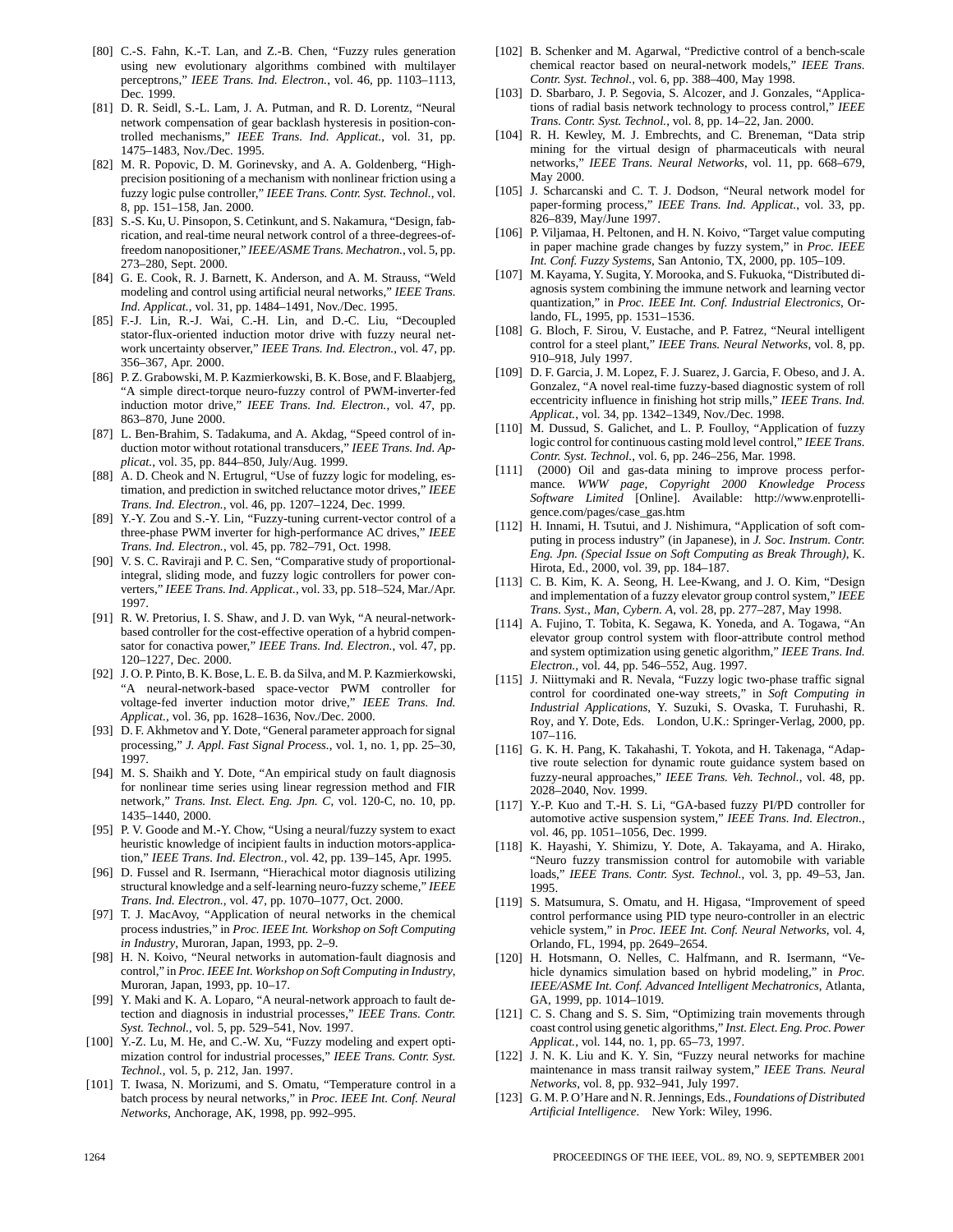[80] C.-S. Fahn, K.-T. Lan, and Z.-B. Chen, "Fuzzy rules generation using new evolutionary algorithms combined with multilayer perceptrons," *IEEE Trans. Ind. Electron.*, vol. 46, pp. 1103–1113, Dec. 1999.

[81] D. R. Seidl, S.-L. Lam, J. A. Putman, and R. D. Lorentz, "Neural network compensation of gear backlash hysteresis in position-controlled mechanisms," *IEEE Trans. Ind. Applicat.*, vol. 31, pp. 1475–1483, Nov./Dec. 1995.

[82] M. R. Popovic, D. M. Gorinevsky, and A. A. Goldenberg, "High-precision positioning of a mechanism with nonlinear friction using a fuzzy logic pulse controller," *IEEE Trans. Contr. Syst. Technol.*, vol. 8, pp. 151–158, Jan. 2000.

[83] S.-S. Ku, U. Pinsopon, S. Cetinkunt, and S. Nakamura, "Design, fabrication, and real-time neural network control of a three-degrees-of-freedom nanopositioner," *IEEE/ASME Trans. Mechatron.*, vol. 5, pp. 273–280, Sept. 2000.

[84] G. E. Cook, R. J. Barnett, K. Anderson, and A. M. Strauss, "Weld modeling and control using artificial neural networks," *IEEE Trans. Ind. Applicat.*, vol. 31, pp. 1484–1491, Nov./Dec. 1995.

[85] F.-J. Lin, R.-J. Wai, C.-H. Lin, and D.-C. Liu, "Decoupled stator-flux-oriented induction motor drive with fuzzy neural network uncertainty observer," *IEEE Trans. Ind. Electron.*, vol. 47, pp. 356–367, Apr. 2000.

[86] P. Z. Grabowski, M. P. Kazmierkowski, B. K. Bose, and F. Blaabjerg, "A simple direct-torque neuro-fuzzy control of PWM-inverter-fed induction motor drive," *IEEE Trans. Ind. Electron.*, vol. 47, pp. 863–870, June 2000.

[87] L. Ben-Brahim, S. Tadakuma, and A. Akdag, "Speed control of induction motor without rotational transducers," *IEEE Trans. Ind. Applicat.*, vol. 35, pp. 844–850, July/Aug. 1999.

[88] A. D. Cheok and N. Ertugrul, "Use of fuzzy logic for modeling, estimation, and prediction in switched reluctance motor drives," *IEEE Trans. Ind. Electron.*, vol. 46, pp. 1207–1224, Dec. 1999.

[89] Y.-Y. Zou and S.-Y. Lin, "Fuzzy-tuning current-vector control of a three-phase PWM inverter for high-performance AC drives," *IEEE Trans. Ind. Electron.*, vol. 45, pp. 782–791, Oct. 1998.

[90] V. S. C. Raviraji and P. C. Sen, "Comparative study of proportional-integral, sliding mode, and fuzzy logic controllers for power converters," *IEEE Trans. Ind. Applicat.*, vol. 33, pp. 518–524, Mar./Apr. 1997.

[91] R. W. Pretorius, I. S. Shaw, and J. D. van Wyk, "A neural-network-based controller for the cost-effective operation of a hybrid compensator for conactiva power," *IEEE Trans. Ind. Electron.*, vol. 47, pp. 120–1227, Dec. 2000.

[92] J. O. P. Pinto, B. K. Bose, L. E. B. da Silva, and M. P. Kazmierkowski, "A neural-network-based space-vector PWM controller for voltage-fed inverter induction motor drive," *IEEE Trans. Ind. Applicat.*, vol. 36, pp. 1628–1636, Nov./Dec. 2000.

[93] D. F. Akhmetov and Y. Dote, "General parameter approach for signal processing," *J. Appl. Fast Signal Process.*, vol. 1, no. 1, pp. 25–30, 1997.

[94] M. S. Shaikh and Y. Dote, "An empirical study on fault diagnosis for nonlinear time series using linear regression method and FIR network," *Trans. Inst. Elect. Eng. Jpn. C*, vol. 120-C, no. 10, pp. 1435–1440, 2000.

[95] P. V. Goode and M.-Y. Chow, "Using a neural/fuzzy system to exact heuristic knowledge of incipient faults in induction motors-application," *IEEE Trans. Ind. Electron.*, vol. 42, pp. 139–145, Apr. 1995.

[96] D. Fussel and R. Isermann, "Hierachical motor diagnosis utilizing structural knowledge and a self-learning neuro-fuzzy scheme," *IEEE Trans. Ind. Electron.*, vol. 47, pp. 1070–1077, Oct. 2000.

[97] T. J. MacAvoy, "Application of neural networks in the chemical process industries," in *Proc. IEEE Int. Workshop on Soft Computing in Industry*, Muroran, Japan, 1993, pp. 2–9.

[98] H. N. Koivo, "Neural networks in automation-fault diagnosis and control," in *Proc. IEEE Int. Workshop on Soft Computing in Industry*, Muroran, Japan, 1993, pp. 10–17.

[99] Y. Maki and K. A. Loparo, "A neural-network approach to fault detection and diagnosis in industrial processes," *IEEE Trans. Contr. Syst. Technol.*, vol. 5, pp. 529–541, Nov. 1997.

[100] Y.-Z. Lu, M. He, and C.-W. Xu, "Fuzzy modeling and expert optimization control for industrial processes," *IEEE Trans. Contr. Syst. Technol.*, vol. 5, p. 212, Jan. 1997.

[101] T. Iwasa, N. Morizumi, and S. Omatu, "Temperature control in a batch process by neural networks," in *Proc. IEEE Int. Conf. Neural Networks*, Anchorage, AK, 1998, pp. 992–995.

[102] B. Schenker and M. Agarwal, "Predictive control of a bench-scale chemical reactor based on neural-network models," *IEEE Trans. Contr. Syst. Technol.*, vol. 6, pp. 388–400, May 1998.

[103] D. Sbarbaro, J. P. Segovia, S. Alcozer, and J. Gonzales, "Applications of radial basis network technology to process control," *IEEE Trans. Contr. Syst. Technol.*, vol. 8, pp. 14–22, Jan. 2000.

[104] R. H. Kewley, M. J. Embrechts, and C. Breneman, "Data strip mining for the virtual design of pharmaceuticals with neural networks," *IEEE Trans. Neural Networks*, vol. 11, pp. 668–679, May 2000.

[105] J. Scharcanski and C. T. J. Dodson, "Neural network model for paper-forming process," *IEEE Trans. Ind. Applicat.*, vol. 33, pp. 826–839, May/June 1997.

[106] P. Viljamaa, H. Peltonen, and H. N. Koivo, "Target value computing in paper machine grade changes by fuzzy system," in *Proc. IEEE Int. Conf. Fuzzy Systems*, San Antonio, TX, 2000, pp. 105–109.

[107] M. Kayama, Y. Sugita, Y. Morooka, and S. Fukuoka, "Distributed diagnosis system combining the immune network and learning vector quantization," in *Proc. IEEE Int. Conf. Industrial Electronics*, Orlando, FL, 1995, pp. 1531–1536.

[108] G. Bloch, F. Sirou, V. Eustache, and P. Fatrez, "Neural intelligent control for a steel plant," *IEEE Trans. Neural Networks*, vol. 8, pp. 910–918, July 1997.

[109] D. F. Garcia, J. M. Lopez, F. J. Suarez, J. Garcia, F. Obeso, and J. A. Gonzalez, "A novel real-time fuzzy-based diagnostic system of roll eccentricity influence in finishing hot strip mills," *IEEE Trans. Ind. Applicat.*, vol. 34, pp. 1342–1349, Nov./Dec. 1998.

[110] M. Dussud, S. Galichet, and L. P. Foulloy, "Application of fuzzy logic control for continuous casting mold level control," *IEEE Trans. Contr. Syst. Technol.*, vol. 6, pp. 246–256, Mar. 1998.

[111] (2000) Oil and gas-data mining to improve process performance. *WWW page, Copyright 2000 Knowledge Process Software Limited* [Online]. Available: http://www.enprotelligence.com/pages/case_gas.htm

[112] H. Innami, H. Tsutui, and J. Nishimura, "Application of soft computing in process industry" (in Japanese), in *J. Soc. Instrum. Contr. Eng. Jpn. (Special Issue on Soft Computing as Break Through)*, K. Hirota, Ed., 2000, vol. 39, pp. 184–187.

[113] C. B. Kim, K. A. Seong, H. Lee-Kwang, and J. O. Kim, "Design and implementation of a fuzzy elevator group control system," *IEEE Trans. Syst., Man, Cybern. A*, vol. 28, pp. 277–287, May 1998.

[114] A. Fujino, T. Tobita, K. Segawa, K. Yoneda, and A. Togawa, "An elevator group control system with floor-attribute control method and system optimization using genetic algorithm," *IEEE Trans. Ind. Electron.*, vol. 44, pp. 546–552, Aug. 1997.

[115] J. Niittymaki and R. Nevala, "Fuzzy logic two-phase traffic signal control for coordinated one-way streets," in *Soft Computing in Industrial Applications*, Y. Suzuki, S. Ovaska, T. Furuhashi, R. Roy, and Y. Dote, Eds. London, U.K.: Springer-Verlag, 2000, pp. 107–116.

[116] G. K. H. Pang, K. Takahashi, T. Yokota, and H. Takenaga, "Adaptive route selection for dynamic route guidance system based on fuzzy-neural approaches," *IEEE Trans. Veh. Technol.*, vol. 48, pp. 2028–2040, Nov. 1999.

[117] Y.-P. Kuo and T.-H. S. Li, "GA-based fuzzy PI/PD controller for automotive active suspension system," *IEEE Trans. Ind. Electron.*, vol. 46, pp. 1051–1056, Dec. 1999.

[118] K. Hayashi, Y. Shimizu, Y. Dote, A. Takayama, and A. Hirako, "Neuro fuzzy transmission control for automobile with variable loads," *IEEE Trans. Contr. Syst. Technol.*, vol. 3, pp. 49–53, Jan. 1995.

[119] S. Matsumura, S. Omatu, and H. Higasa, "Improvement of speed control performance using PID type neuro-controller in an electric vehicle system," in *Proc. IEEE Int. Conf. Neural Networks*, vol. 4, Orlando, FL, 1994, pp. 2649–2654.

[120] H. Hotsmann, O. Nelles, C. Halfmann, and R. Isermann, "Vehicle dynamics simulation based on hybrid modeling," in *Proc. IEEE/ASME Int. Conf. Advanced Intelligent Mechatronics*, Atlanta, GA, 1999, pp. 1014–1019.

[121] C. S. Chang and S. S. Sim, "Optimizing train movements through coast control using genetic algorithms," *Inst. Elect. Eng. Proc. Power Applicat.*, vol. 144, no. 1, pp. 65–73, 1997.

[122] J. N. K. Liu and K. Y. Sin, "Fuzzy neural networks for machine maintenance in mass transit railway system," *IEEE Trans. Neural Networks*, vol. 8, pp. 932–941, July 1997.

[123] G. M. P. O'Hare and N. R. Jennings, Eds., *Foundations of Distributed Artificial Intelligence*. New York: Wiley, 1996.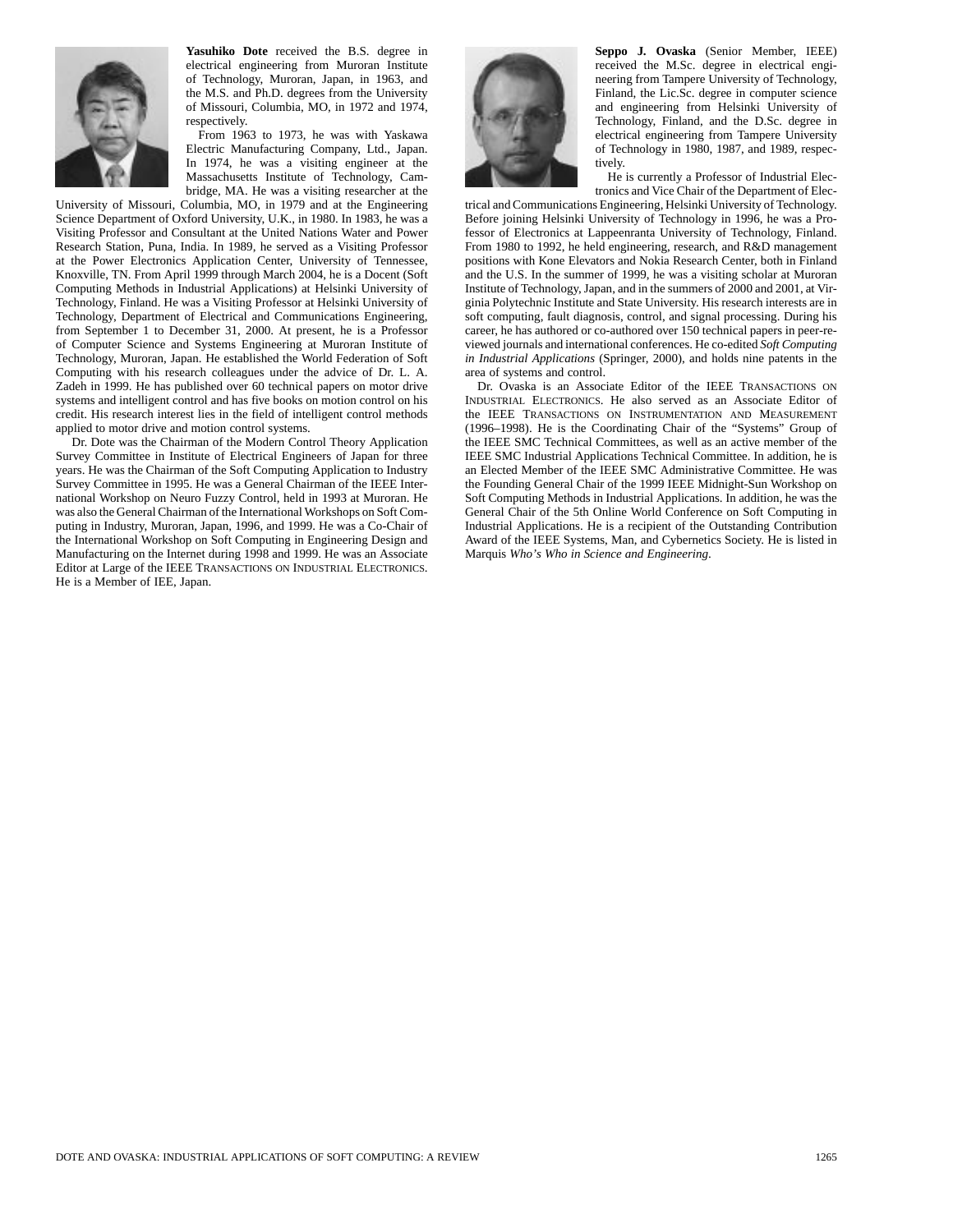**Yasuhiko Dote** received the B.S. degree in electrical engineering from Muroran Institute of Technology, Muroran, Japan, in 1963, and the M.S. and Ph.D. degrees from the University of Missouri, Columbia, MO, in 1972 and 1974, respectively.

From 1963 to 1973, he was with Yaskawa Electric Manufacturing Company, Ltd., Japan. In 1974, he was a visiting engineer at the Massachusetts Institute of Technology, Cambridge, MA. He was a visiting researcher at the University of Missouri, Columbia, MO, in 1979 and at the Engineering Science Department of Oxford University, U.K., in 1980. In 1983, he was a Visiting Professor and Consultant at the United Nations Water and Power Research Station, Puna, India. In 1989, he served as a Visiting Professor at the Power Electronics Application Center, University of Tennessee, Knoxville, TN. From April 1999 through March 2004, he is a Docent (Soft Computing Methods in Industrial Applications) at Helsinki University of Technology, Finland. He was a Visiting Professor at Helsinki University of Technology, Department of Electrical and Communications Engineering, from September 1 to December 31, 2000. At present, he is a Professor of Computer Science and Systems Engineering at Muroran Institute of Technology, Muroran, Japan. He established the World Federation of Soft Computing with his research colleagues under the advice of Dr. L. A. Zadeh in 1999. He has published over 60 technical papers on motor drive systems and intelligent control and has five books on motion control on his credit. His research interest lies in the field of intelligent control methods applied to motor drive and motion control systems.

Dr. Dote was the Chairman of the Modern Control Theory Application Survey Committee in Institute of Electrical Engineers of Japan for three years. He was the Chairman of the Soft Computing Application to Industry Survey Committee in 1995. He was a General Chairman of the IEEE International Workshop on Neuro Fuzzy Control, held in 1993 at Muroran. He was also the General Chairman of the International Workshops on Soft Computing in Industry, Muroran, Japan, 1996, and 1999. He was a Co-Chair of the International Workshop on Soft Computing in Engineering Design and Manufacturing on the Internet during 1998 and 1999. He was an Associate Editor at Large of the IEEE TRANSACTIONS ON INDUSTRIAL ELECTRONICS. He is a Member of IEE, Japan.

**Seppo J. Ovaska** (Senior Member, IEEE) received the M.Sc. degree in electrical engineering from Tampere University of Technology, Finland, the Lic.Sc. degree in computer science and engineering from Helsinki University of Technology, Finland, and the D.Sc. degree in electrical engineering from Tampere University of Technology in 1980, 1987, and 1989, respectively.

He is currently a Professor of Industrial Electronics and Vice Chair of the Department of Electrical and Communications Engineering, Helsinki University of Technology. Before joining Helsinki University of Technology in 1996, he was a Professor of Electronics at Lappeenranta University of Technology, Finland. From 1980 to 1992, he held engineering, research, and R&D management positions with Kone Elevators and Nokia Research Center, both in Finland and the U.S. In the summer of 1999, he was a visiting scholar at Muroran Institute of Technology, Japan, and in the summers of 2000 and 2001, at Virginia Polytechnic Institute and State University. His research interests are in soft computing, fault diagnosis, control, and signal processing. During his career, he has authored or co-authored over 150 technical papers in peer-reviewed journals and international conferences. He co-edited *Soft Computing in Industrial Applications* (Springer, 2000), and holds nine patents in the area of systems and control.

Dr. Ovaska is an Associate Editor of the IEEE TRANSACTIONS ON INDUSTRIAL ELECTRONICS. He also served as an Associate Editor of the IEEE TRANSACTIONS ON INSTRUMENTATION AND MEASUREMENT (1996–1998). He is the Coordinating Chair of the "Systems" Group of the IEEE SMC Technical Committees, as well as an active member of the IEEE SMC Industrial Applications Technical Committee. In addition, he is an Elected Member of the IEEE SMC Administrative Committee. He was the Founding General Chair of the 1999 IEEE Midnight-Sun Workshop on Soft Computing Methods in Industrial Applications. In addition, he was the General Chair of the 5th Online World Conference on Soft Computing in Industrial Applications. He is a recipient of the Outstanding Contribution Award of the IEEE Systems, Man, and Cybernetics Society. He is listed in Marquis *Who's Who in Science and Engineering*.